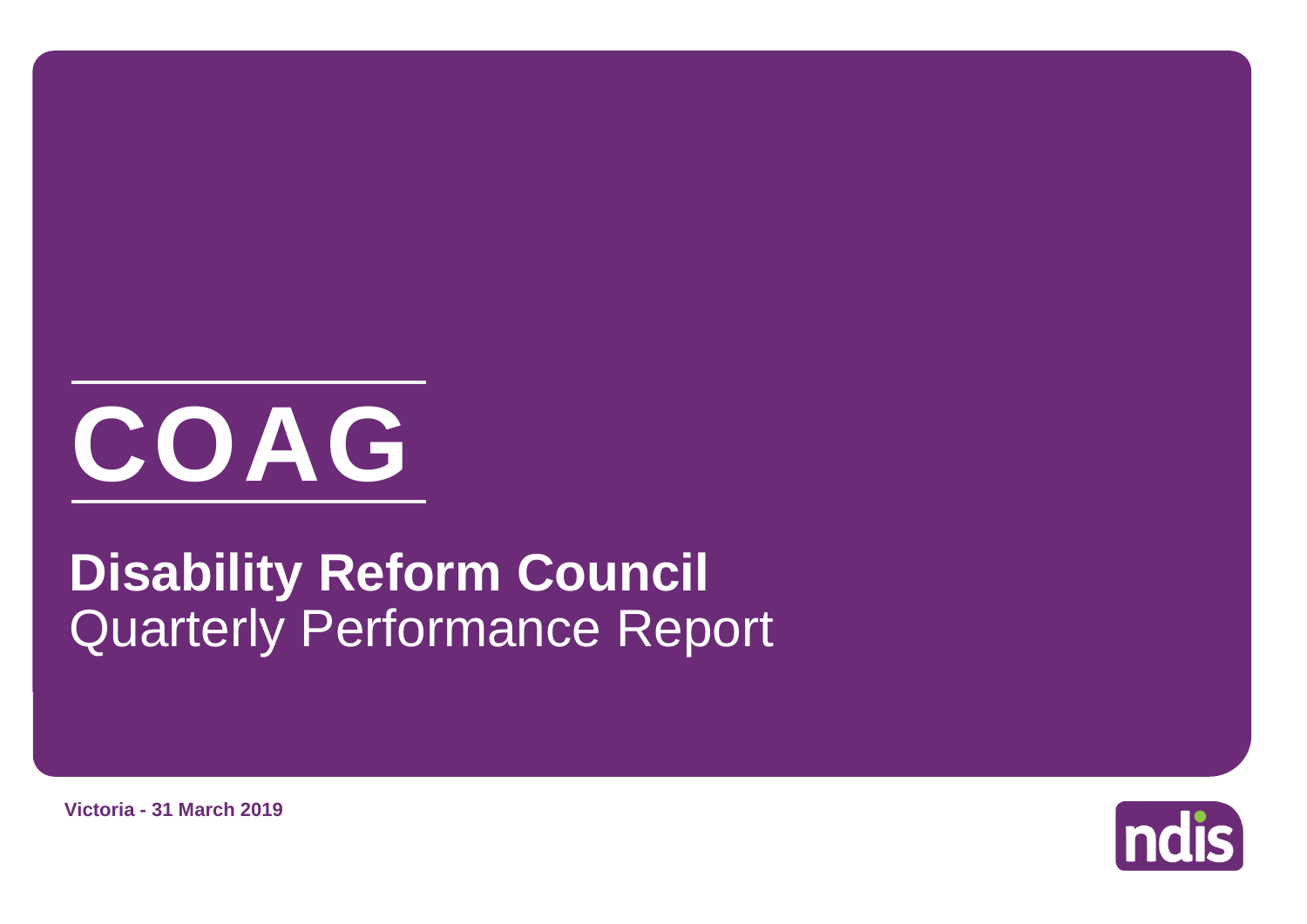# COAG

## Disability Reform Council

Quarterly Performance Report

**Victoria - 31 March 2019**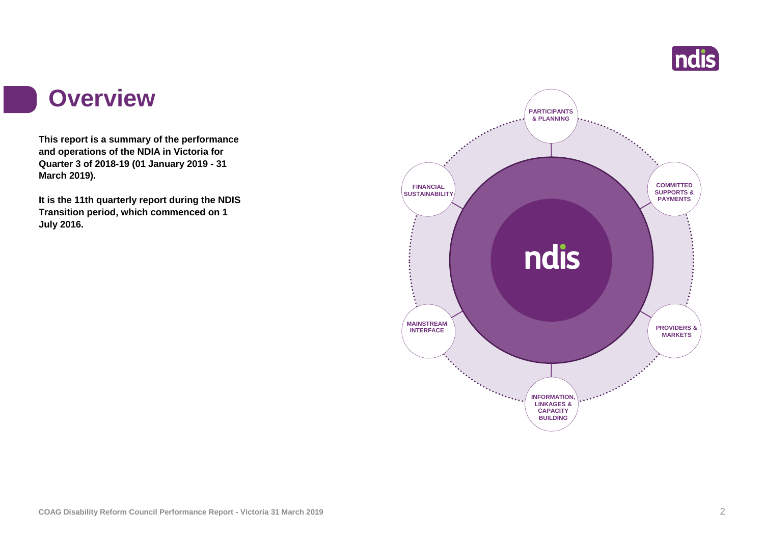# Overview

**This report is a summary of the performance and operations of the NDIA in Victoria for Quarter 3 of 2018-19 (01 January 2019 - 31 March 2019).**

**It is the 11th quarterly report during the NDIS Transition period, which commenced on 1 July 2016.**

PARTICIPANTS & PLANNING

COMMITTED SUPPORTS & PAYMENTS

PROVIDERS & MARKETS

INFORMATION, LINKAGES & CAPACITY BUILDING

MAINSTREAM INTERFACE

FINANCIAL SUSTAINABILITY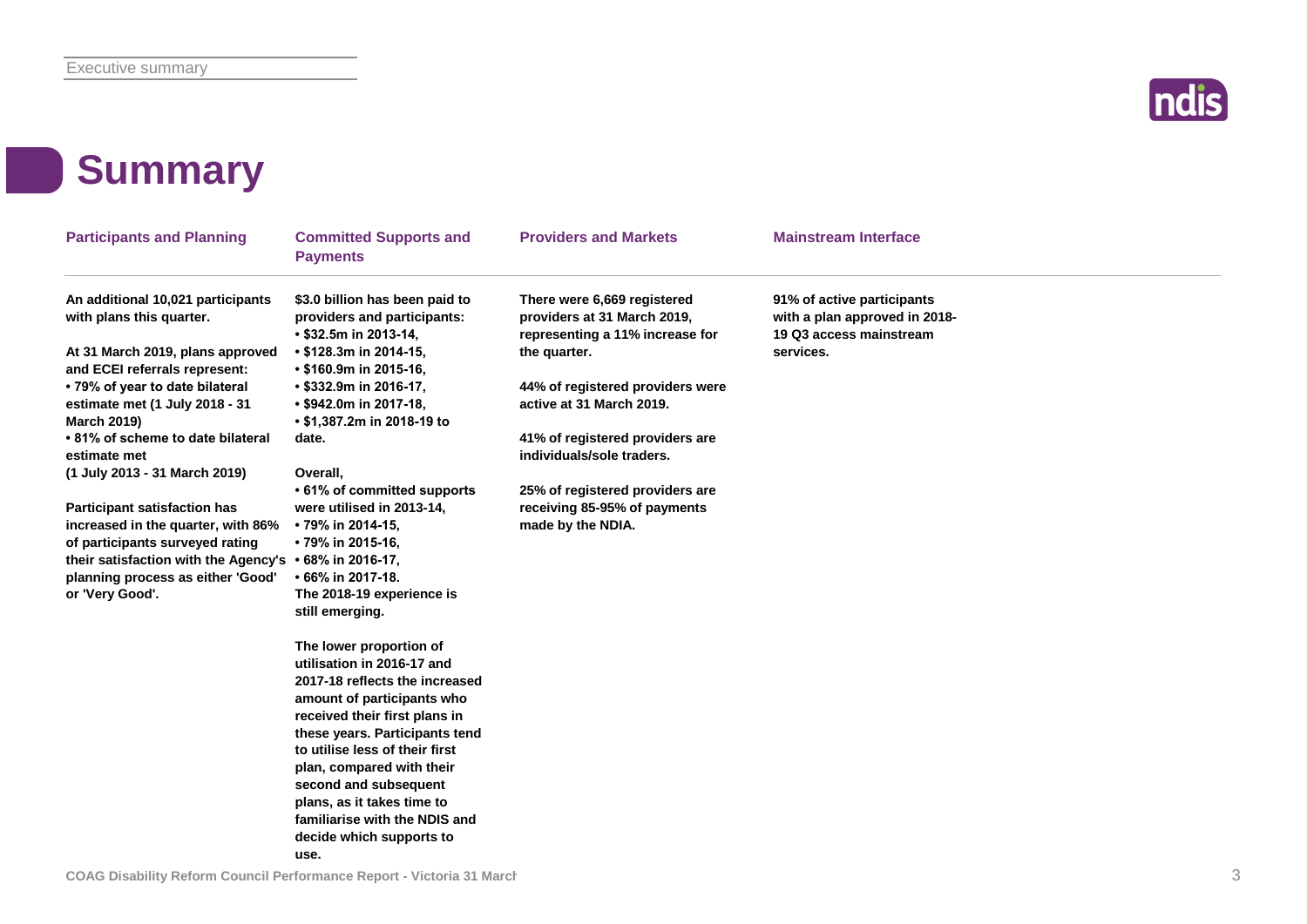# Summary

## Participants and Planning

**An additional 10,021 participants with plans this quarter.**

**At 31 March 2019, plans approved and ECEI referrals represent:**
- **79% of year to date bilateral estimate met (1 July 2018 - 31 March 2019)**
- **81% of scheme to date bilateral estimate met (1 July 2013 - 31 March 2019)**

**Participant satisfaction has increased in the quarter, with 86% of participants surveyed rating their satisfaction with the Agency's planning process as either 'Good' or 'Very Good'.**

## Committed Supports and Payments

**$3.0 billion has been paid to providers and participants:**
- **$32.5m in 2013-14,**
- **$128.3m in 2014-15,**
- **$160.9m in 2015-16,**
- **$332.9m in 2016-17,**
- **$942.0m in 2017-18,**
- **$1,387.2m in 2018-19 to date.**

**Overall,**
- **61% of committed supports were utilised in 2013-14,**
- **79% in 2014-15,**
- **79% in 2015-16,**
- **68% in 2016-17,**
- **66% in 2017-18.**

**The 2018-19 experience is still emerging.**

**The lower proportion of utilisation in 2016-17 and 2017-18 reflects the increased amount of participants who received their first plans in these years. Participants tend to utilise less of their first plan, compared with their second and subsequent plans, as it takes time to familiarise with the NDIS and decide which supports to use.**

## Providers and Markets

**There were 6,669 registered providers at 31 March 2019, representing a 11% increase for the quarter.**

**44% of registered providers were active at 31 March 2019.**

**41% of registered providers are individuals/sole traders.**

**25% of registered providers are receiving 85-95% of payments made by the NDIA.**

## Mainstream Interface

**91% of active participants with a plan approved in 2018-19 Q3 access mainstream services.**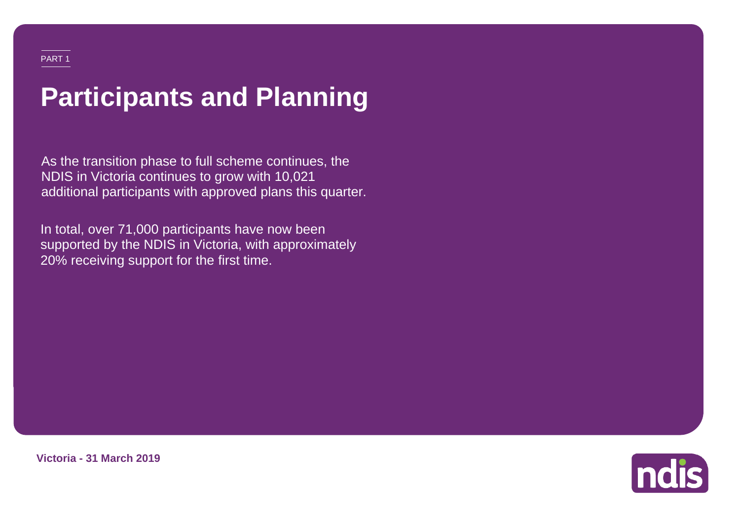PART 1

# Participants and Planning

As the transition phase to full scheme continues, the NDIS in Victoria continues to grow with 10,021 additional participants with approved plans this quarter.

In total, over 71,000 participants have now been supported by the NDIS in Victoria, with approximately 20% receiving support for the first time.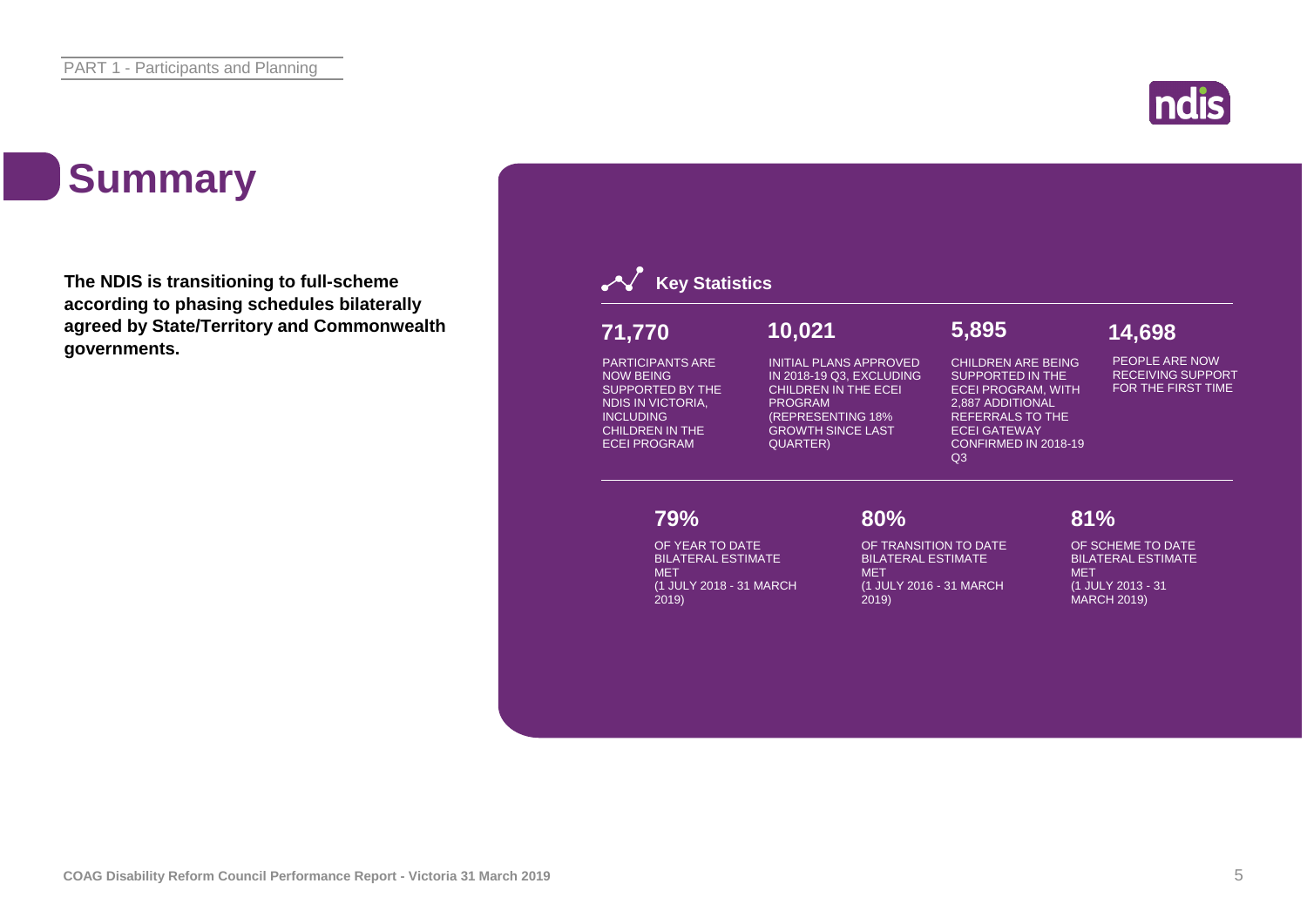# Summary

**The NDIS is transitioning to full-scheme according to phasing schedules bilaterally agreed by State/Territory and Commonwealth governments.**

## Key Statistics

**71,770**

PARTICIPANTS ARE NOW BEING SUPPORTED BY THE NDIS IN VICTORIA, INCLUDING CHILDREN IN THE ECEI PROGRAM

**10,021**

INITIAL PLANS APPROVED IN 2018-19 Q3, EXCLUDING CHILDREN IN THE ECEI PROGRAM (REPRESENTING 18% GROWTH SINCE LAST QUARTER)

**5,895**

CHILDREN ARE BEING SUPPORTED IN THE ECEI PROGRAM, WITH 2,887 ADDITIONAL REFERRALS TO THE ECEI GATEWAY CONFIRMED IN 2018-19 Q3

**14,698**

PEOPLE ARE NOW RECEIVING SUPPORT FOR THE FIRST TIME

**79%**

OF YEAR TO DATE BILATERAL ESTIMATE MET (1 JULY 2018 - 31 MARCH 2019)

**80%**

OF TRANSITION TO DATE BILATERAL ESTIMATE MET (1 JULY 2016 - 31 MARCH 2019)

**81%**

OF SCHEME TO DATE BILATERAL ESTIMATE MET (1 JULY 2013 - 31 MARCH 2019)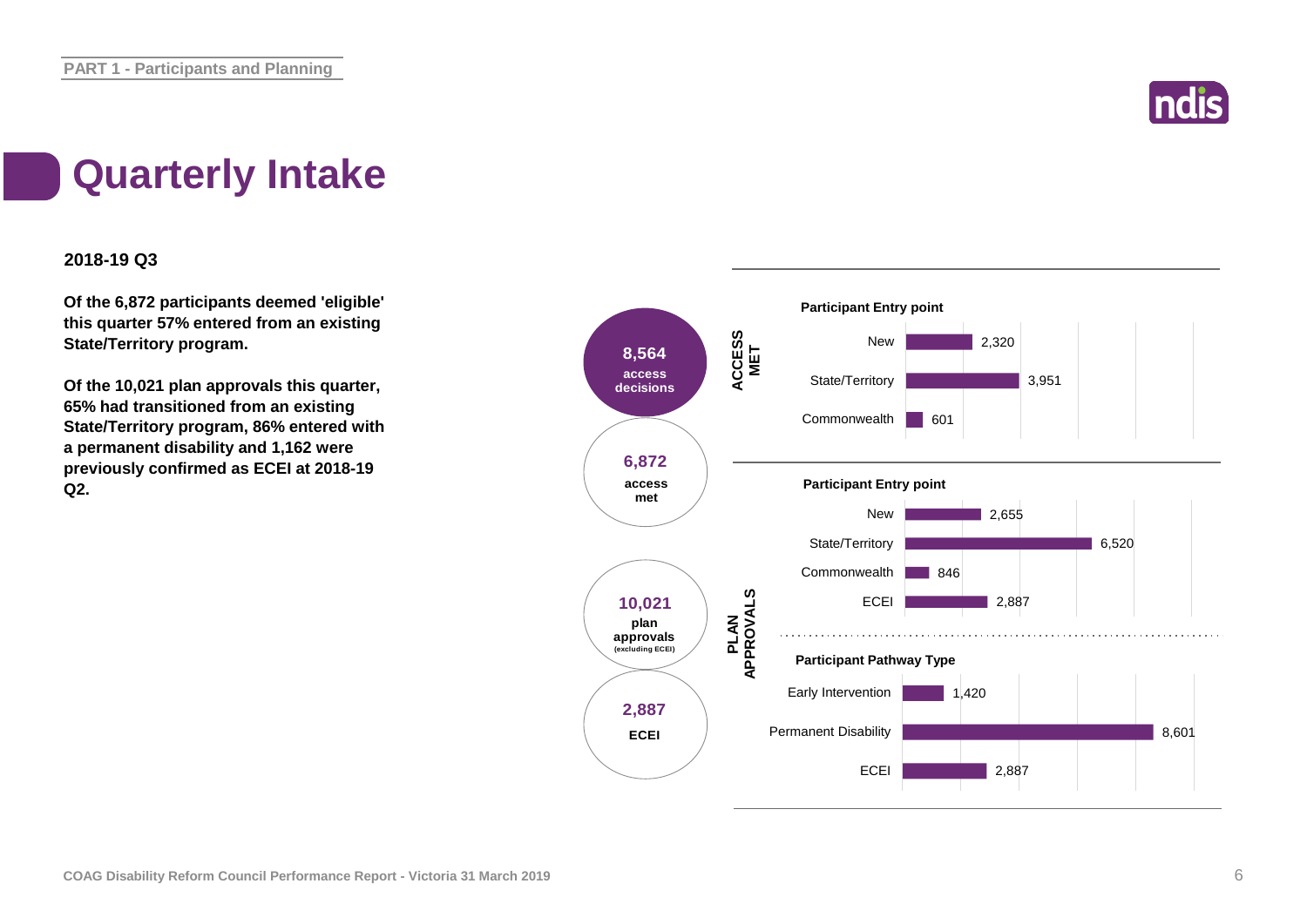# Quarterly Intake

**2018-19 Q3**

**Of the 6,872 participants deemed 'eligible' this quarter 57% entered from an existing State/Territory program.**

**Of the 10,021 plan approvals this quarter, 65% had transitioned from an existing State/Territory program, 86% entered with a permanent disability and 1,162 were previously confirmed as ECEI at 2018-19 Q2.**

**8,564** access decisions

**6,872** access met

**10,021** plan approvals (excluding ECEI)

**2,887** ECEI

**ACCESS MET**

**Participant Entry point**

| Entry point | Count |
|---|---|
| New | 2,320 |
| State/Territory | 3,951 |
| Commonwealth | 601 |

**PLAN APPROVALS**

**Participant Entry point**

| Entry point | Count |
|---|---|
| New | 2,655 |
| State/Territory | 6,520 |
| Commonwealth | 846 |
| ECEI | 2,887 |

**Participant Pathway Type**

| Pathway Type | Count |
|---|---|
| Early Intervention | 1,420 |
| Permanent Disability | 8,601 |
| ECEI | 2,887 |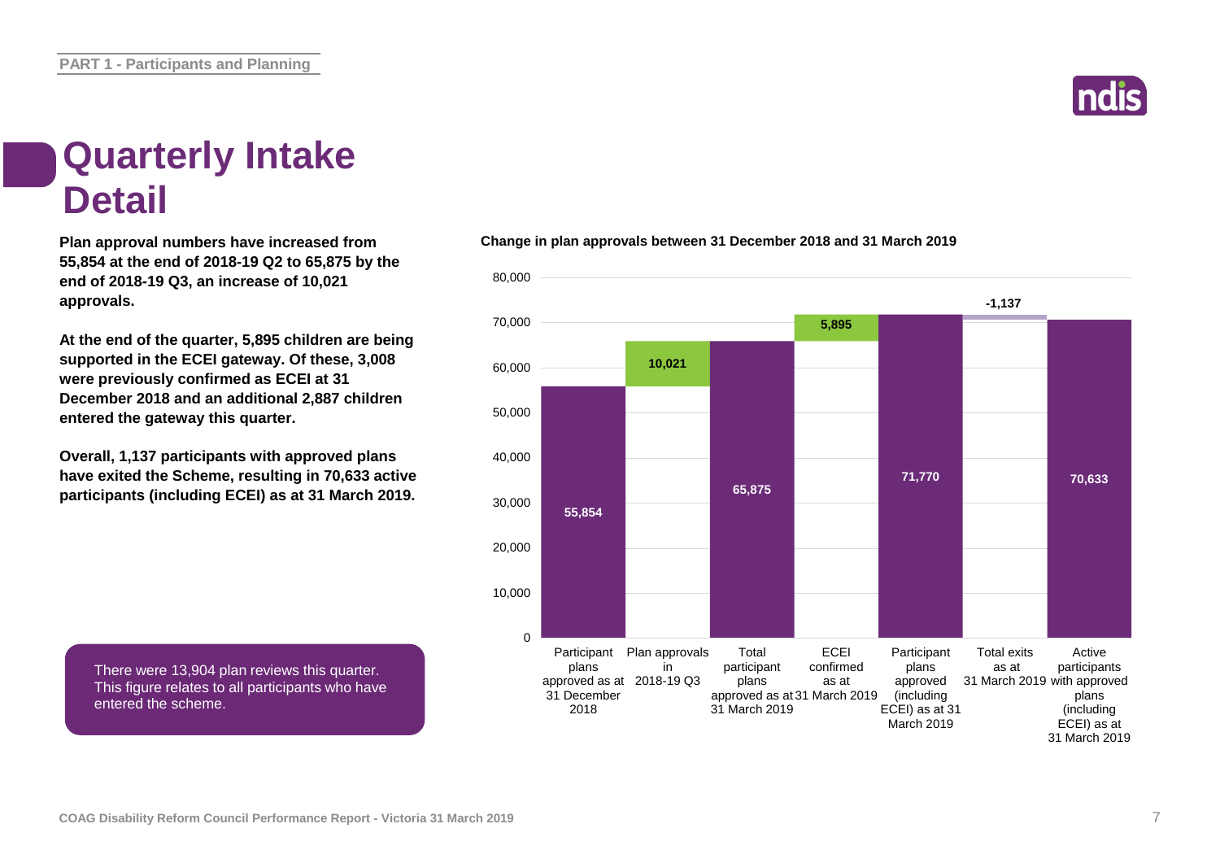# Quarterly Intake Detail

**Plan approval numbers have increased from 55,854 at the end of 2018-19 Q2 to 65,875 by the end of 2018-19 Q3, an increase of 10,021 approvals.**

**At the end of the quarter, 5,895 children are being supported in the ECEI gateway. Of these, 3,008 were previously confirmed as ECEI at 31 December 2018 and an additional 2,887 children entered the gateway this quarter.**

**Overall, 1,137 participants with approved plans have exited the Scheme, resulting in 70,633 active participants (including ECEI) as at 31 March 2019.**

There were 13,904 plan reviews this quarter. This figure relates to all participants who have entered the scheme.

**Change in plan approvals between 31 December 2018 and 31 March 2019**

| Category | Value |
|---|---|
| Participant plans approved as at 31 December 2018 | 55,854 |
| Plan approvals in 2018-19 Q3 | 10,021 |
| Total participant plans approved as at 31 March 2019 | 65,875 |
| ECEI confirmed as at 31 March 2019 | 5,895 |
| Participant plans approved (including ECEI) as at 31 March 2019 | 71,770 |
| Total exits as at 31 March 2019 | -1,137 |
| Active participants with approved plans (including ECEI) as at 31 March 2019 | 70,633 |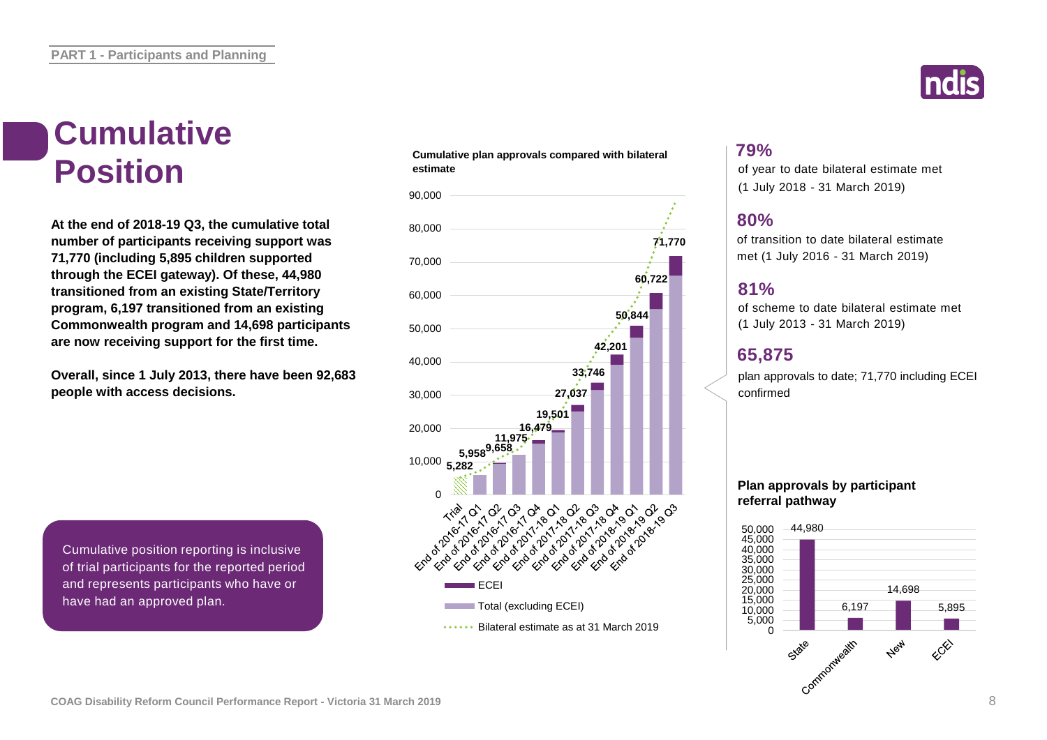# Cumulative Position

**At the end of 2018-19 Q3, the cumulative total number of participants receiving support was 71,770 (including 5,895 children supported through the ECEI gateway). Of these, 44,980 transitioned from an existing State/Territory program, 6,197 transitioned from an existing Commonwealth program and 14,698 participants are now receiving support for the first time.**

**Overall, since 1 July 2013, there have been 92,683 people with access decisions.**

Cumulative position reporting is inclusive of trial participants for the reported period and represents participants who have or have had an approved plan.

**Cumulative plan approvals compared with bilateral estimate**

| Period | Cumulative plan approvals |
|---|---|
| Trial | 5,282 |
| End of 2016-17 Q1 | 5,958 |
| End of 2016-17 Q2 | 9,658 |
| End of 2016-17 Q3 | 11,975 |
| End of 2016-17 Q4 | 16,479 |
| End of 2017-18 Q1 | 19,501 |
| End of 2017-18 Q2 | 27,037 |
| End of 2017-18 Q3 | 33,746 |
| End of 2017-18 Q4 | 42,201 |
| End of 2018-19 Q1 | 50,844 |
| End of 2018-19 Q2 | 60,722 |
| End of 2018-19 Q3 | 71,770 |

Legend: ECEI; Total (excluding ECEI); Bilateral estimate as at 31 March 2019

## 79%
of year to date bilateral estimate met (1 July 2018 - 31 March 2019)

## 80%
of transition to date bilateral estimate met (1 July 2016 - 31 March 2019)

## 81%
of scheme to date bilateral estimate met (1 July 2013 - 31 March 2019)

## 65,875
plan approvals to date; 71,770 including ECEI confirmed

**Plan approvals by participant referral pathway**

| Pathway | Plan approvals |
|---|---|
| State | 44,980 |
| Commonwealth | 6,197 |
| New | 14,698 |
| ECEI | 5,895 |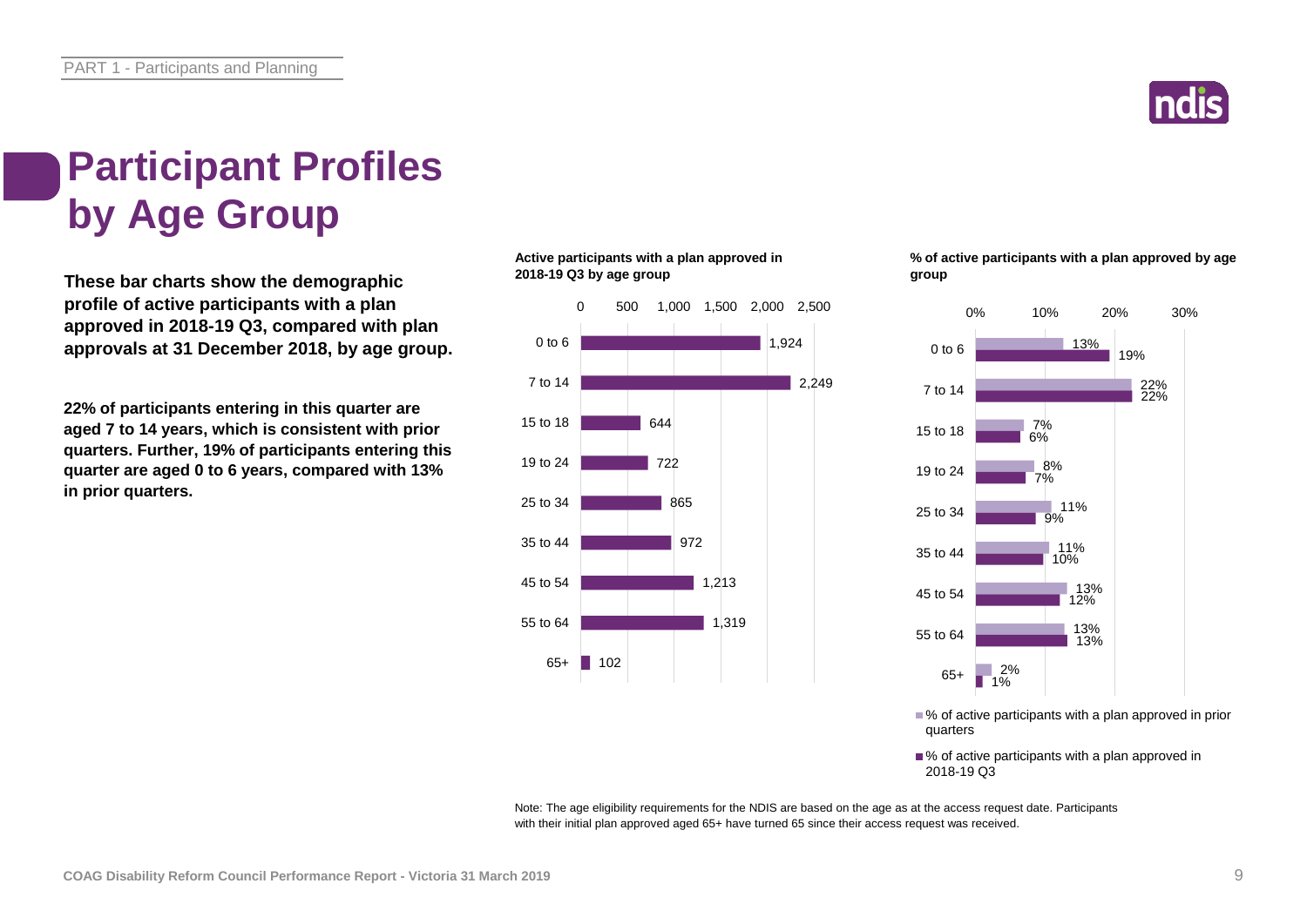# Participant Profiles by Age Group

**These bar charts show the demographic profile of active participants with a plan approved in 2018-19 Q3, compared with plan approvals at 31 December 2018, by age group.**

**22% of participants entering in this quarter are aged 7 to 14 years, which is consistent with prior quarters. Further, 19% of participants entering this quarter are aged 0 to 6 years, compared with 13% in prior quarters.**

**Active participants with a plan approved in 2018-19 Q3 by age group**

| Age group | Active participants |
|---|---|
| 0 to 6 | 1,924 |
| 7 to 14 | 2,249 |
| 15 to 18 | 644 |
| 19 to 24 | 722 |
| 25 to 34 | 865 |
| 35 to 44 | 972 |
| 45 to 54 | 1,213 |
| 55 to 64 | 1,319 |
| 65+ | 102 |

**% of active participants with a plan approved by age group**

| Age group | % of active participants with a plan approved in prior quarters | % of active participants with a plan approved in 2018-19 Q3 |
|---|---|---|
| 0 to 6 | 13% | 19% |
| 7 to 14 | 22% | 22% |
| 15 to 18 | 7% | 6% |
| 19 to 24 | 8% | 7% |
| 25 to 34 | 11% | 9% |
| 35 to 44 | 11% | 10% |
| 45 to 54 | 13% | 12% |
| 55 to 64 | 13% | 13% |
| 65+ | 2% | 1% |

Note: The age eligibility requirements for the NDIS are based on the age as at the access request date. Participants with their initial plan approved aged 65+ have turned 65 since their access request was received.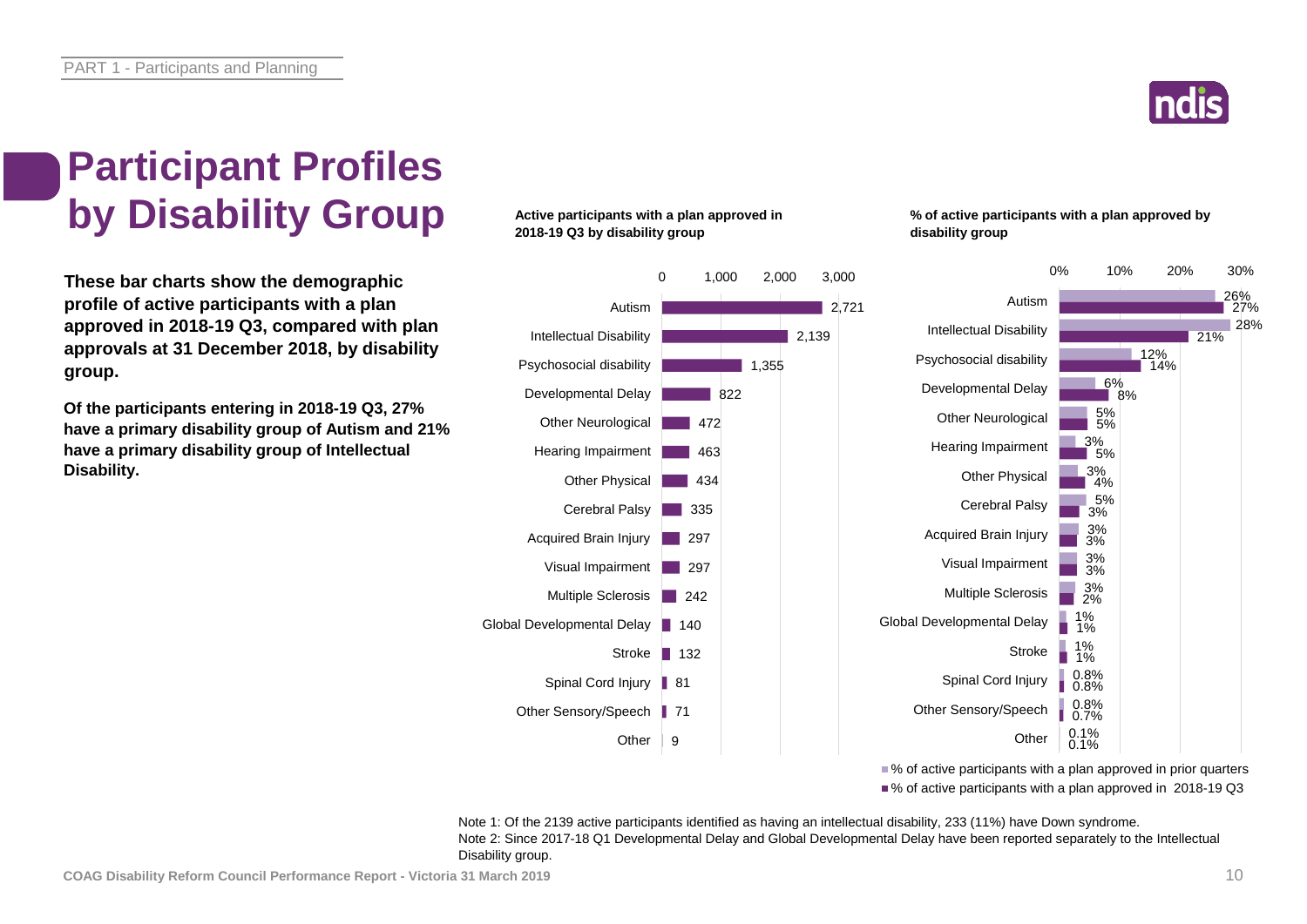# Participant Profiles by Disability Group

**These bar charts show the demographic profile of active participants with a plan approved in 2018-19 Q3, compared with plan approvals at 31 December 2018, by disability group.**

**Of the participants entering in 2018-19 Q3, 27% have a primary disability group of Autism and 21% have a primary disability group of Intellectual Disability.**

**Active participants with a plan approved in 2018-19 Q3 by disability group**

| Disability group | Active participants |
|---|---|
| Autism | 2,721 |
| Intellectual Disability | 2,139 |
| Psychosocial disability | 1,355 |
| Developmental Delay | 822 |
| Other Neurological | 472 |
| Hearing Impairment | 463 |
| Other Physical | 434 |
| Cerebral Palsy | 335 |
| Acquired Brain Injury | 297 |
| Visual Impairment | 297 |
| Multiple Sclerosis | 242 |
| Global Developmental Delay | 140 |
| Stroke | 132 |
| Spinal Cord Injury | 81 |
| Other Sensory/Speech | 71 |
| Other | 9 |

**% of active participants with a plan approved by disability group**

| Disability group | % of active participants with a plan approved in prior quarters | % of active participants with a plan approved in 2018-19 Q3 |
|---|---|---|
| Autism | 26% | 27% |
| Intellectual Disability | 28% | 21% |
| Psychosocial disability | 12% | 14% |
| Developmental Delay | 6% | 8% |
| Other Neurological | 5% | 5% |
| Hearing Impairment | 3% | 5% |
| Other Physical | 3% | 4% |
| Cerebral Palsy | 5% | 3% |
| Acquired Brain Injury | 3% | 3% |
| Visual Impairment | 3% | 3% |
| Multiple Sclerosis | 3% | 2% |
| Global Developmental Delay | 1% | 1% |
| Stroke | 1% | 1% |
| Spinal Cord Injury | 0.8% | 0.8% |
| Other Sensory/Speech | 0.8% | 0.7% |
| Other | 0.1% | 0.1% |

Note 1: Of the 2139 active participants identified as having an intellectual disability, 233 (11%) have Down syndrome.
Note 2: Since 2017-18 Q1 Developmental Delay and Global Developmental Delay have been reported separately to the Intellectual Disability group.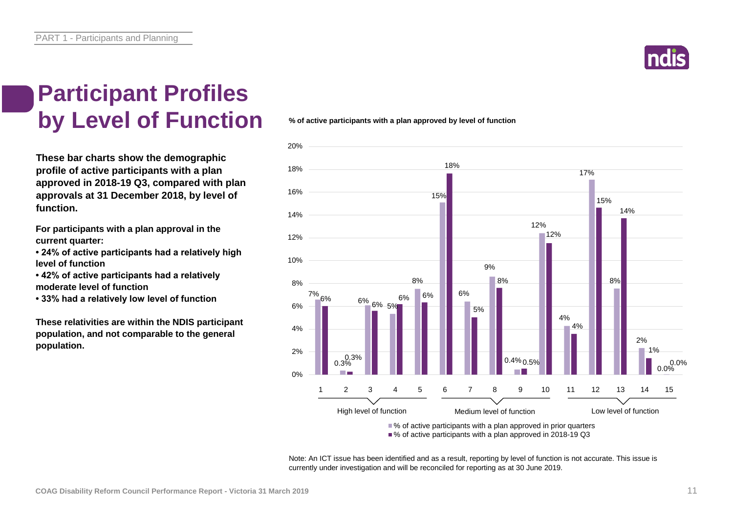# Participant Profiles by Level of Function

**These bar charts show the demographic profile of active participants with a plan approved in 2018-19 Q3, compared with plan approvals at 31 December 2018, by level of function.**

**For participants with a plan approval in the current quarter:**

- **24% of active participants had a relatively high level of function**
- **42% of active participants had a relatively moderate level of function**
- **33% had a relatively low level of function**

**These relativities are within the NDIS participant population, and not comparable to the general population.**

**% of active participants with a plan approved by level of function**

| Level of function | | % of active participants with a plan approved in prior quarters | % of active participants with a plan approved in 2018-19 Q3 |
|---|---|---|---|
| High level of function | 1 | 7% | 6% |
| | 2 | 0.3% | 0.3% |
| | 3 | 6% | 6% |
| | 4 | 5% | 6% |
| | 5 | 8% | 6% |
| Medium level of function | 6 | 15% | 18% |
| | 7 | 6% | 5% |
| | 8 | 9% | 8% |
| | 9 | 0.4% | 0.5% |
| | 10 | 12% | 12% |
| Low level of function | 11 | 4% | 4% |
| | 12 | 17% | 15% |
| | 13 | 8% | 14% |
| | 14 | 2% | 1% |
| | 15 | 0.0% | 0.0% |

Note: An ICT issue has been identified and as a result, reporting by level of function is not accurate. This issue is currently under investigation and will be reconciled for reporting as at 30 June 2019.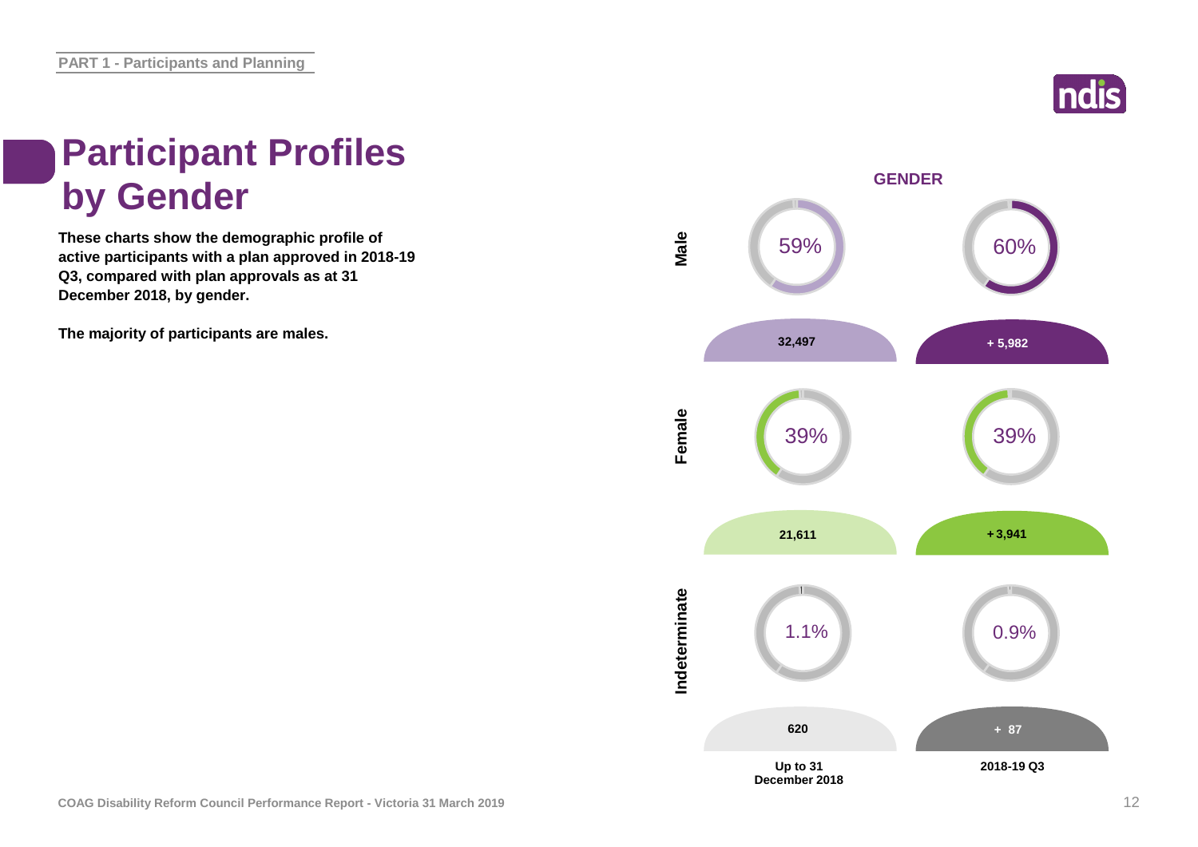# Participant Profiles by Gender

**These charts show the demographic profile of active participants with a plan approved in 2018-19 Q3, compared with plan approvals as at 31 December 2018, by gender.**

**The majority of participants are males.**

**GENDER**

| | Up to 31 December 2018 | 2018-19 Q3 |
|---|---|---|
| **Male** | 59% | 60% |
| | 32,497 | + 5,982 |
| **Female** | 39% | 39% |
| | 21,611 | + 3,941 |
| **Indeterminate** | 1.1% | 0.9% |
| | 620 | + 87 |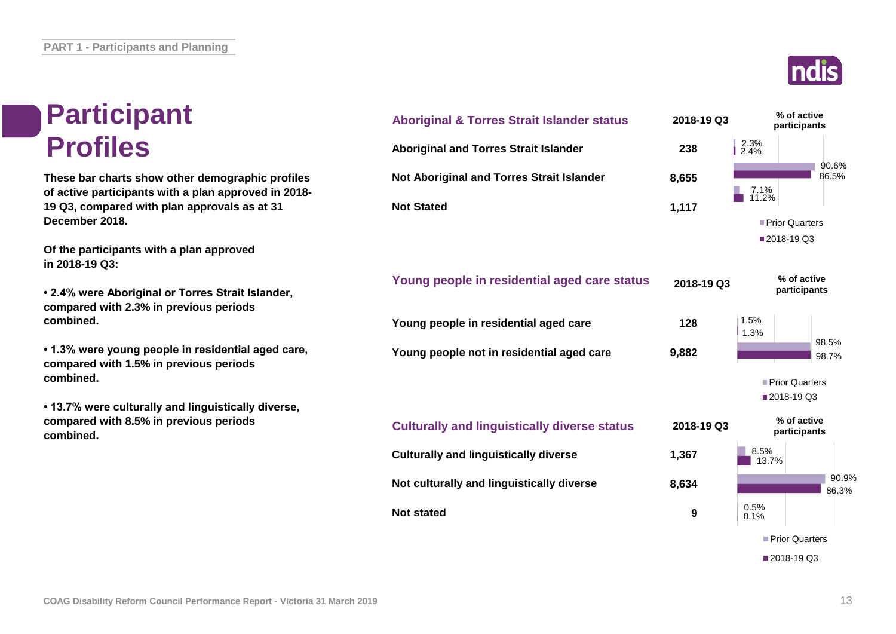# Participant Profiles

**These bar charts show other demographic profiles of active participants with a plan approved in 2018-19 Q3, compared with plan approvals as at 31 December 2018.**

**Of the participants with a plan approved in 2018-19 Q3:**

- **2.4% were Aboriginal or Torres Strait Islander, compared with 2.3% in previous periods combined.**
- **1.3% were young people in residential aged care, compared with 1.5% in previous periods combined.**
- **13.7% were culturally and linguistically diverse, compared with 8.5% in previous periods combined.**

| Aboriginal & Torres Strait Islander status | 2018-19 Q3 | % of active participants – Prior Quarters | % of active participants – 2018-19 Q3 |
|---|---|---|---|
| Aboriginal and Torres Strait Islander | 238 | 2.3% | 2.4% |
| Not Aboriginal and Torres Strait Islander | 8,655 | 90.6% | 86.5% |
| Not Stated | 1,117 | 7.1% | 11.2% |

| Young people in residential aged care status | 2018-19 Q3 | % of active participants – Prior Quarters | % of active participants – 2018-19 Q3 |
|---|---|---|---|
| Young people in residential aged care | 128 | 1.5% | 1.3% |
| Young people not in residential aged care | 9,882 | 98.5% | 98.7% |

| Culturally and linguistically diverse status | 2018-19 Q3 | % of active participants – Prior Quarters | % of active participants – 2018-19 Q3 |
|---|---|---|---|
| Culturally and linguistically diverse | 1,367 | 8.5% | 13.7% |
| Not culturally and linguistically diverse | 8,634 | 90.9% | 86.3% |
| Not stated | 9 | 0.5% | 0.1% |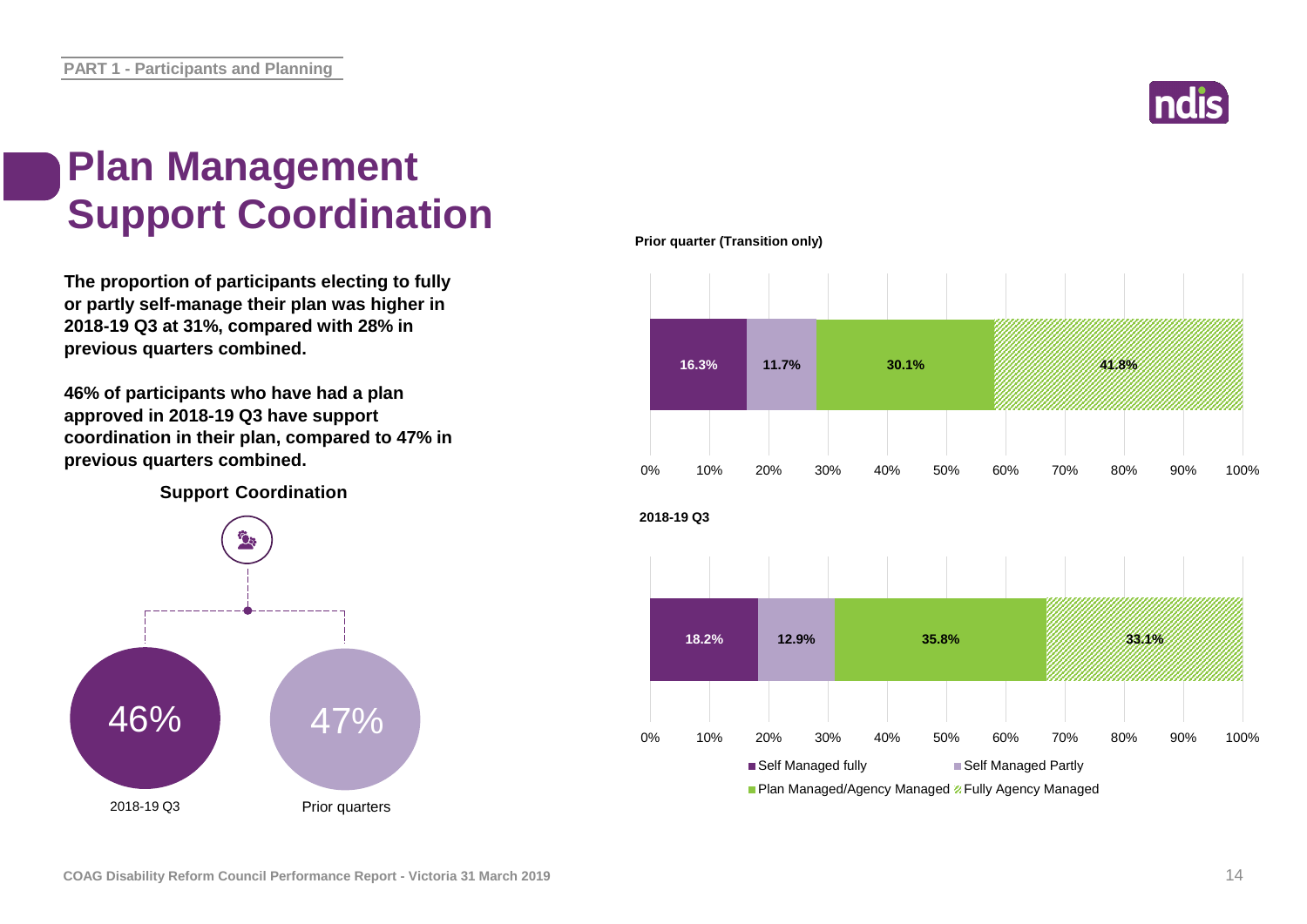# Plan Management
# Support Coordination

**The proportion of participants electing to fully or partly self-manage their plan was higher in 2018-19 Q3 at 31%, compared with 28% in previous quarters combined.**

**46% of participants who have had a plan approved in 2018-19 Q3 have support coordination in their plan, compared to 47% in previous quarters combined.**

**Support Coordination**

| 2018-19 Q3 | Prior quarters |
|---|---|
| 46% | 47% |

**Prior quarter (Transition only)**

| Self Managed fully | Self Managed Partly | Plan Managed/Agency Managed | Fully Agency Managed |
|---|---|---|---|
| 16.3% | 11.7% | 30.1% | 41.8% |

**2018-19 Q3**

| Self Managed fully | Self Managed Partly | Plan Managed/Agency Managed | Fully Agency Managed |
|---|---|---|---|
| 18.2% | 12.9% | 35.8% | 33.1% |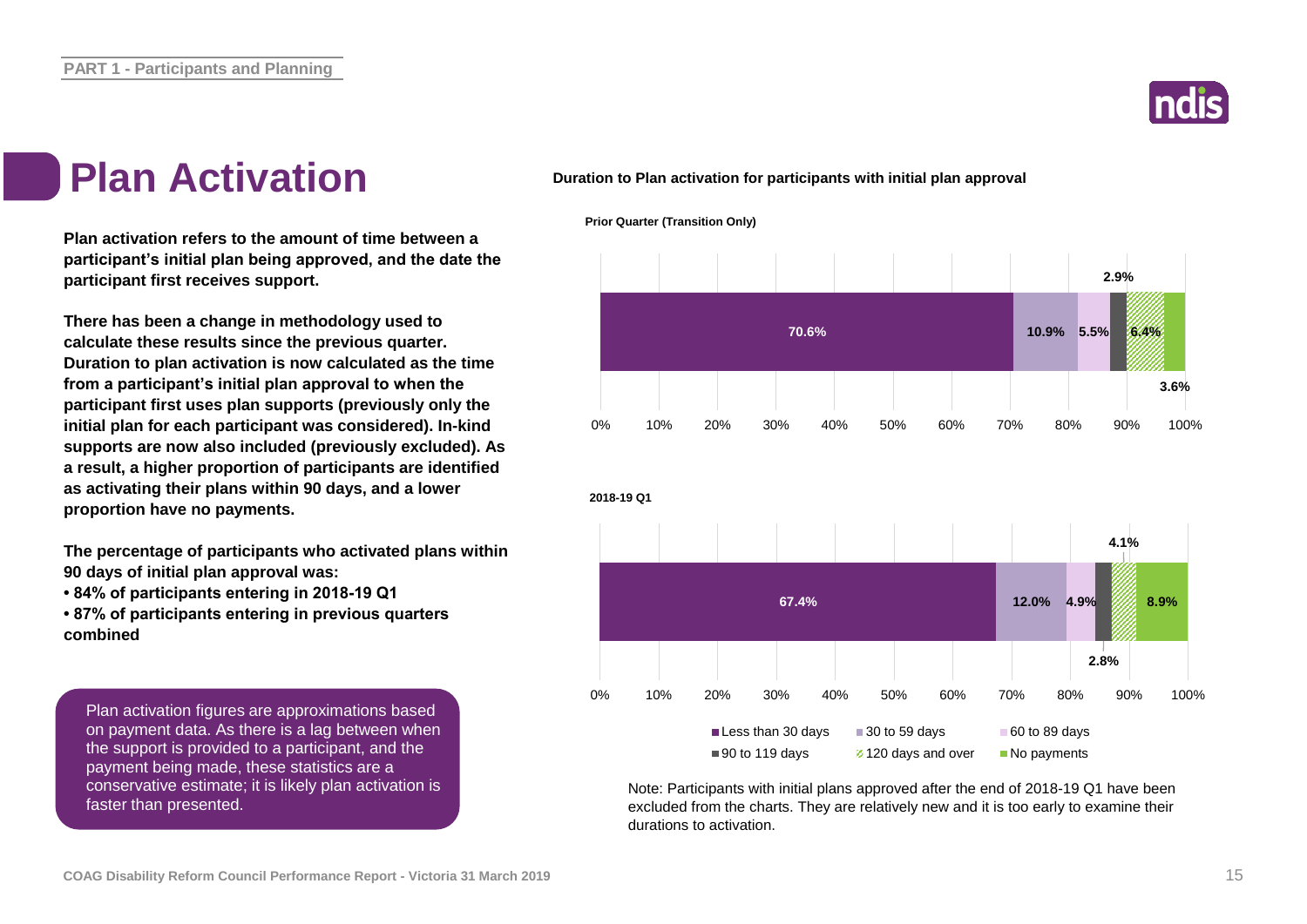PART 1 - Participants and Planning

# Plan Activation

**Plan activation refers to the amount of time between a participant's initial plan being approved, and the date the participant first receives support.**

**There has been a change in methodology used to calculate these results since the previous quarter. Duration to plan activation is now calculated as the time from a participant's initial plan approval to when the participant first uses plan supports (previously only the initial plan for each participant was considered). In-kind supports are now also included (previously excluded). As a result, a higher proportion of participants are identified as activating their plans within 90 days, and a lower proportion have no payments.**

**The percentage of participants who activated plans within 90 days of initial plan approval was:**

- **84% of participants entering in 2018-19 Q1**
- **87% of participants entering in previous quarters combined**

Plan activation figures are approximations based on payment data. As there is a lag between when the support is provided to a participant, and the payment being made, these statistics are a conservative estimate; it is likely plan activation is faster than presented.

**Duration to Plan activation for participants with initial plan approval**

| | Less than 30 days | 30 to 59 days | 60 to 89 days | 90 to 119 days | 120 days and over | No payments |
|---|---|---|---|---|---|---|
| Prior Quarter (Transition Only) | 70.6% | 10.9% | 5.5% | 2.9% | 6.4% | 3.6% |
| 2018-19 Q1 | 67.4% | 12.0% | 4.9% | 2.8% | 4.1% | 8.9% |

Note: Participants with initial plans approved after the end of 2018-19 Q1 have been excluded from the charts. They are relatively new and it is too early to examine their durations to activation.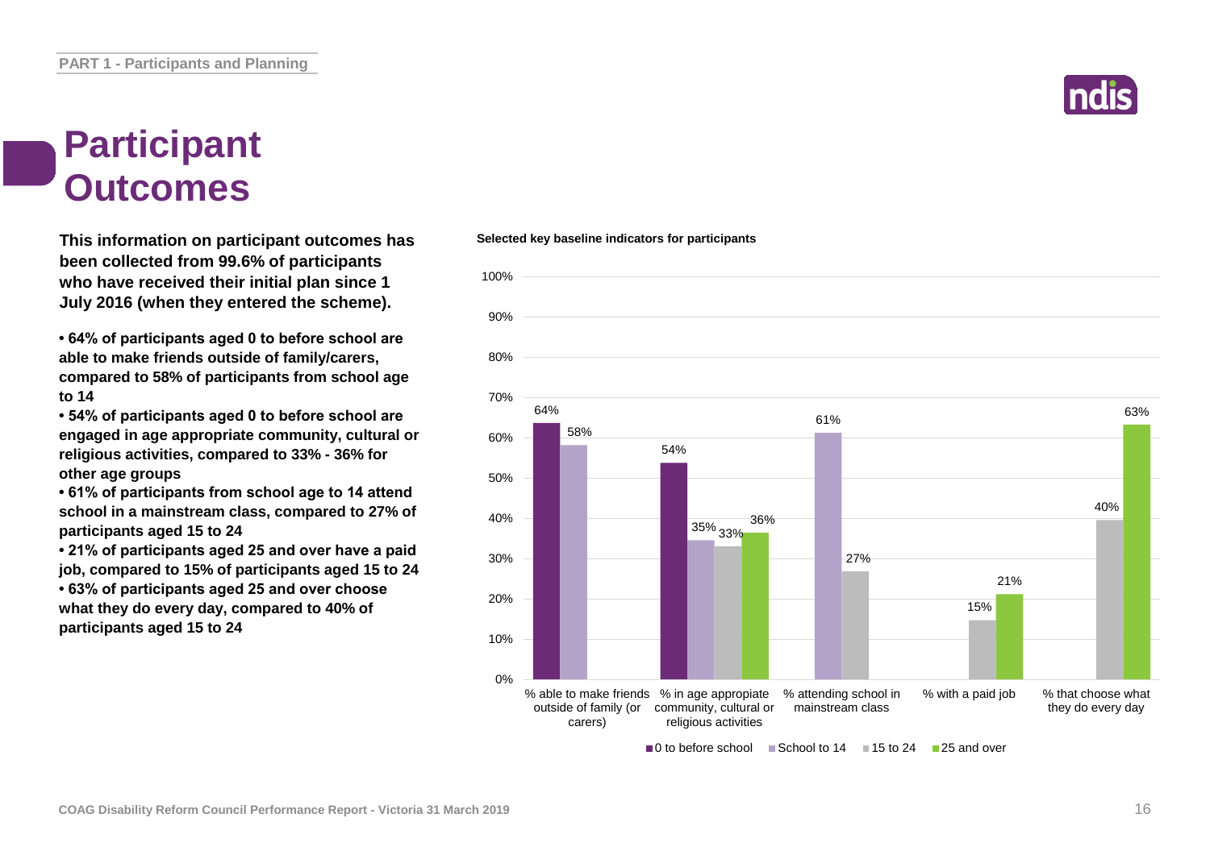# Participant Outcomes

**This information on participant outcomes has been collected from 99.6% of participants who have received their initial plan since 1 July 2016 (when they entered the scheme).**

- **64% of participants aged 0 to before school are able to make friends outside of family/carers, compared to 58% of participants from school age to 14**
- **54% of participants aged 0 to before school are engaged in age appropriate community, cultural or religious activities, compared to 33% - 36% for other age groups**
- **61% of participants from school age to 14 attend school in a mainstream class, compared to 27% of participants aged 15 to 24**
- **21% of participants aged 25 and over have a paid job, compared to 15% of participants aged 15 to 24**
- **63% of participants aged 25 and over choose what they do every day, compared to 40% of participants aged 15 to 24**

**Selected key baseline indicators for participants**

| Indicator | 0 to before school | School to 14 | 15 to 24 | 25 and over |
|---|---|---|---|---|
| % able to make friends outside of family (or carers) | 64% | 58% | | |
| % in age appropriate community, cultural or religious activities | 54% | 35% | 33% | 36% |
| % attending school in mainstream class | | 61% | 27% | |
| % with a paid job | | | 15% | 21% |
| % that choose what they do every day | | | 40% | 63% |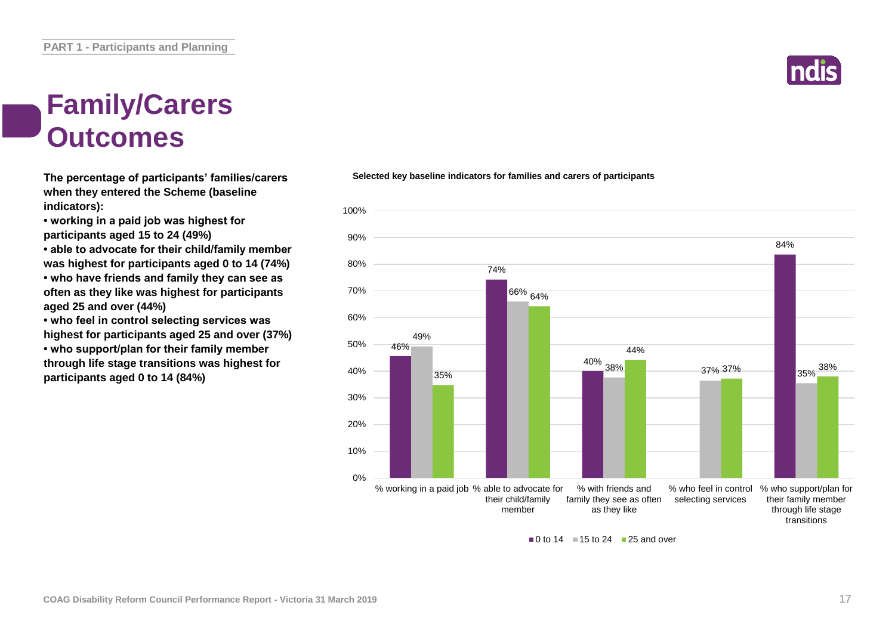PART 1 - Participants and Planning

# Family/Carers Outcomes

**The percentage of participants' families/carers when they entered the Scheme (baseline indicators):**

- **working in a paid job was highest for participants aged 15 to 24 (49%)**
- **able to advocate for their child/family member was highest for participants aged 0 to 14 (74%)**
- **who have friends and family they can see as often as they like was highest for participants aged 25 and over (44%)**
- **who feel in control selecting services was highest for participants aged 25 and over (37%)**
- **who support/plan for their family member through life stage transitions was highest for participants aged 0 to 14 (84%)**

**Selected key baseline indicators for families and carers of participants**

| Indicator | 0 to 14 | 15 to 24 | 25 and over |
|---|---|---|---|
| % working in a paid job | 46% | 49% | 35% |
| % able to advocate for their child/family member | 74% | 66% | 64% |
| % with friends and family they see as often as they like | 40% | 38% | 44% |
| % who feel in control selecting services | | 37% | 37% |
| % who support/plan for their family member through life stage transitions | 84% | 35% | 38% |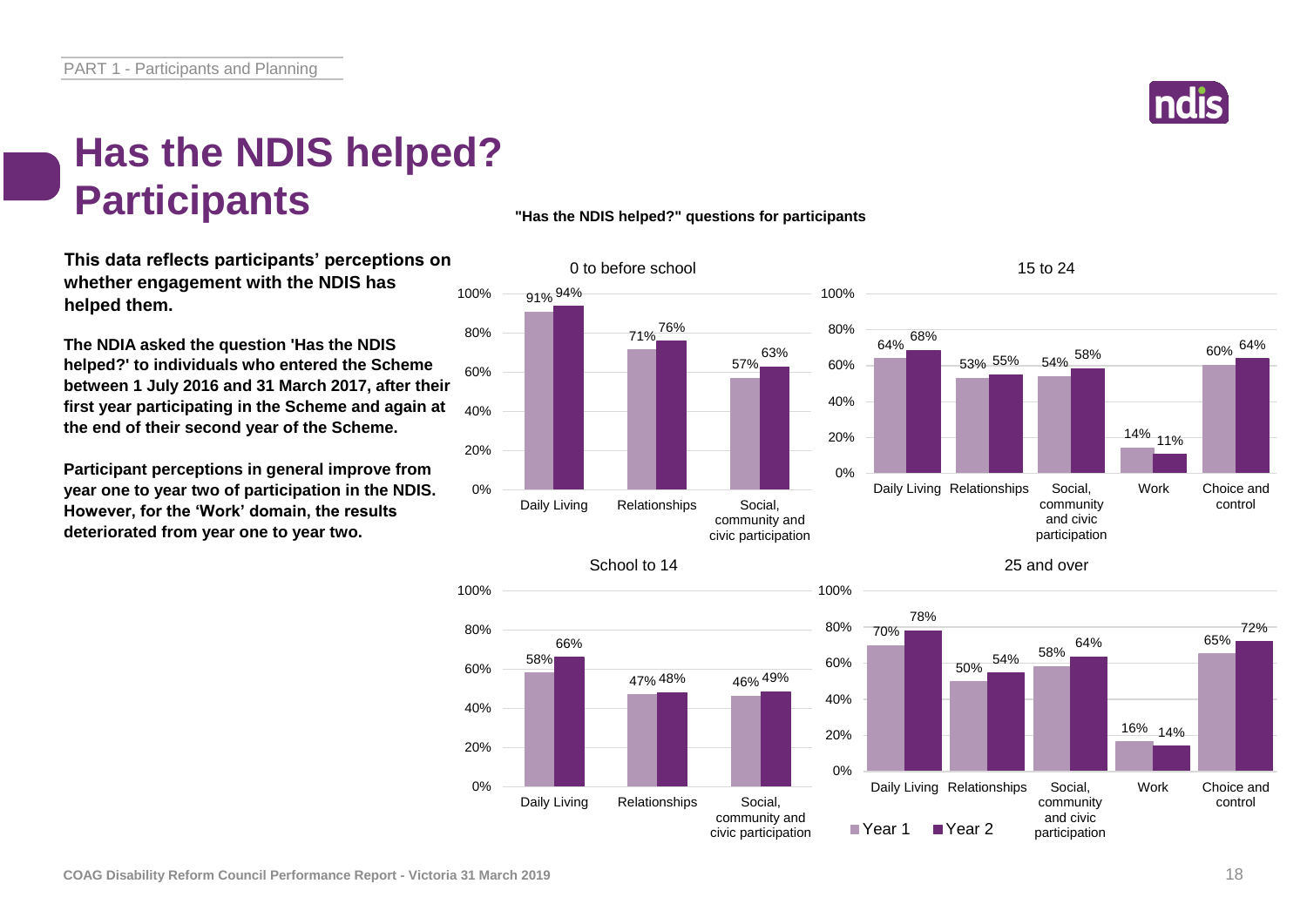# Has the NDIS helped? Participants

**This data reflects participants' perceptions on whether engagement with the NDIS has helped them.**

**The NDIA asked the question 'Has the NDIS helped?' to individuals who entered the Scheme between 1 July 2016 and 31 March 2017, after their first year participating in the Scheme and again at the end of their second year of the Scheme.**

**Participant perceptions in general improve from year one to year two of participation in the NDIS. However, for the 'Work' domain, the results deteriorated from year one to year two.**

**"Has the NDIS helped?" questions for participants**

0 to before school

| Domain | Year 1 | Year 2 |
|---|---|---|
| Daily Living | 91% | 94% |
| Relationships | 71% | 76% |
| Social, community and civic participation | 57% | 63% |

15 to 24

| Domain | Year 1 | Year 2 |
|---|---|---|
| Daily Living | 64% | 68% |
| Relationships | 53% | 55% |
| Social, community and civic participation | 54% | 58% |
| Work | 14% | 11% |
| Choice and control | 60% | 64% |

School to 14

| Domain | Year 1 | Year 2 |
|---|---|---|
| Daily Living | 58% | 66% |
| Relationships | 47% | 48% |
| Social, community and civic participation | 46% | 49% |

25 and over

| Domain | Year 1 | Year 2 |
|---|---|---|
| Daily Living | 70% | 78% |
| Relationships | 50% | 54% |
| Social, community and civic participation | 58% | 64% |
| Work | 16% | 14% |
| Choice and control | 65% | 72% |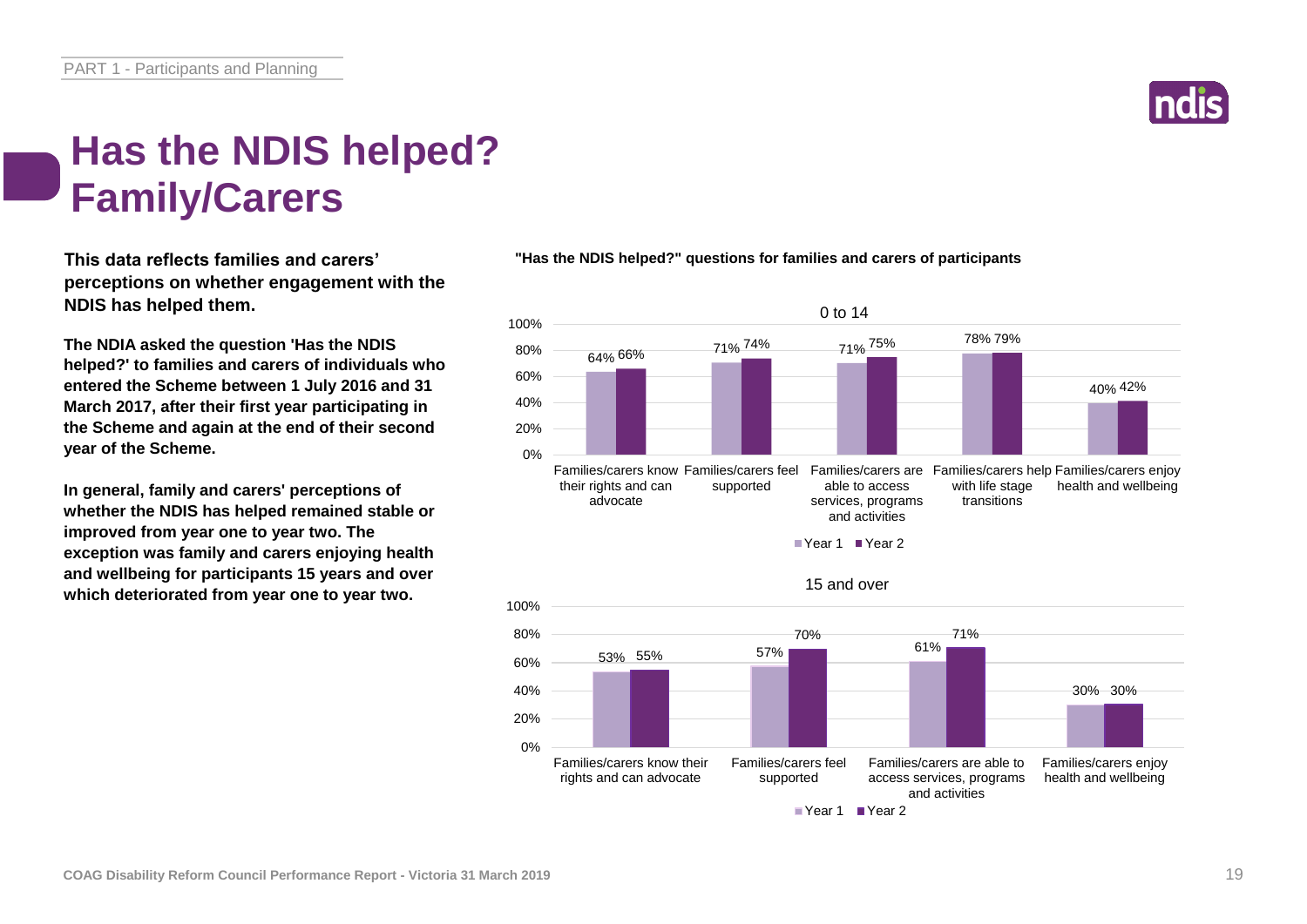# Has the NDIS helped? Family/Carers

**This data reflects families and carers' perceptions on whether engagement with the NDIS has helped them.**

**The NDIA asked the question 'Has the NDIS helped?' to families and carers of individuals who entered the Scheme between 1 July 2016 and 31 March 2017, after their first year participating in the Scheme and again at the end of their second year of the Scheme.**

**In general, family and carers' perceptions of whether the NDIS has helped remained stable or improved from year one to year two. The exception was family and carers enjoying health and wellbeing for participants 15 years and over which deteriorated from year one to year two.**

**"Has the NDIS helped?" questions for families and carers of participants**

0 to 14

| | Year 1 | Year 2 |
|---|---|---|
| Families/carers know their rights and can advocate | 64% | 66% |
| Families/carers feel supported | 71% | 74% |
| Families/carers are able to access services, programs and activities | 71% | 75% |
| Families/carers help with life stage transitions | 78% | 79% |
| Families/carers enjoy health and wellbeing | 40% | 42% |

15 and over

| | Year 1 | Year 2 |
|---|---|---|
| Families/carers know their rights and can advocate | 53% | 55% |
| Families/carers feel supported | 57% | 70% |
| Families/carers are able to access services, programs and activities | 61% | 71% |
| Families/carers enjoy health and wellbeing | 30% | 30% |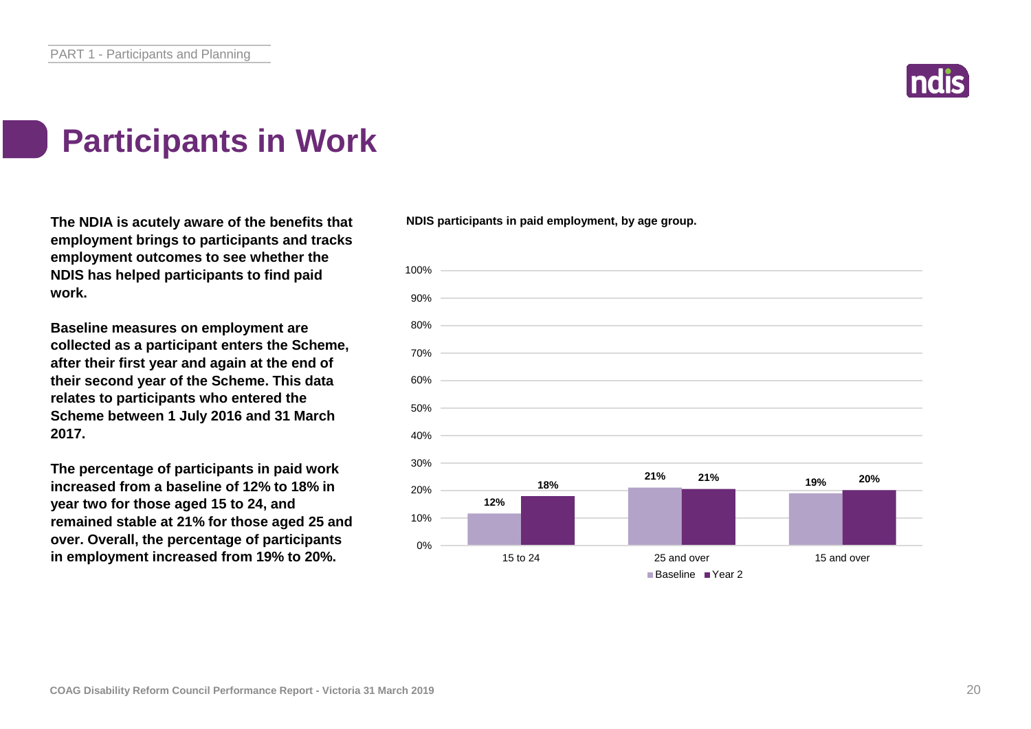# Participants in Work

**The NDIA is acutely aware of the benefits that employment brings to participants and tracks employment outcomes to see whether the NDIS has helped participants to find paid work.**

**Baseline measures on employment are collected as a participant enters the Scheme, after their first year and again at the end of their second year of the Scheme. This data relates to participants who entered the Scheme between 1 July 2016 and 31 March 2017.**

**The percentage of participants in paid work increased from a baseline of 12% to 18% in year two for those aged 15 to 24, and remained stable at 21% for those aged 25 and over. Overall, the percentage of participants in employment increased from 19% to 20%.**

**NDIS participants in paid employment, by age group.**

| Age group | Baseline | Year 2 |
|---|---|---|
| 15 to 24 | 12% | 18% |
| 25 and over | 21% | 21% |
| 15 and over | 19% | 20% |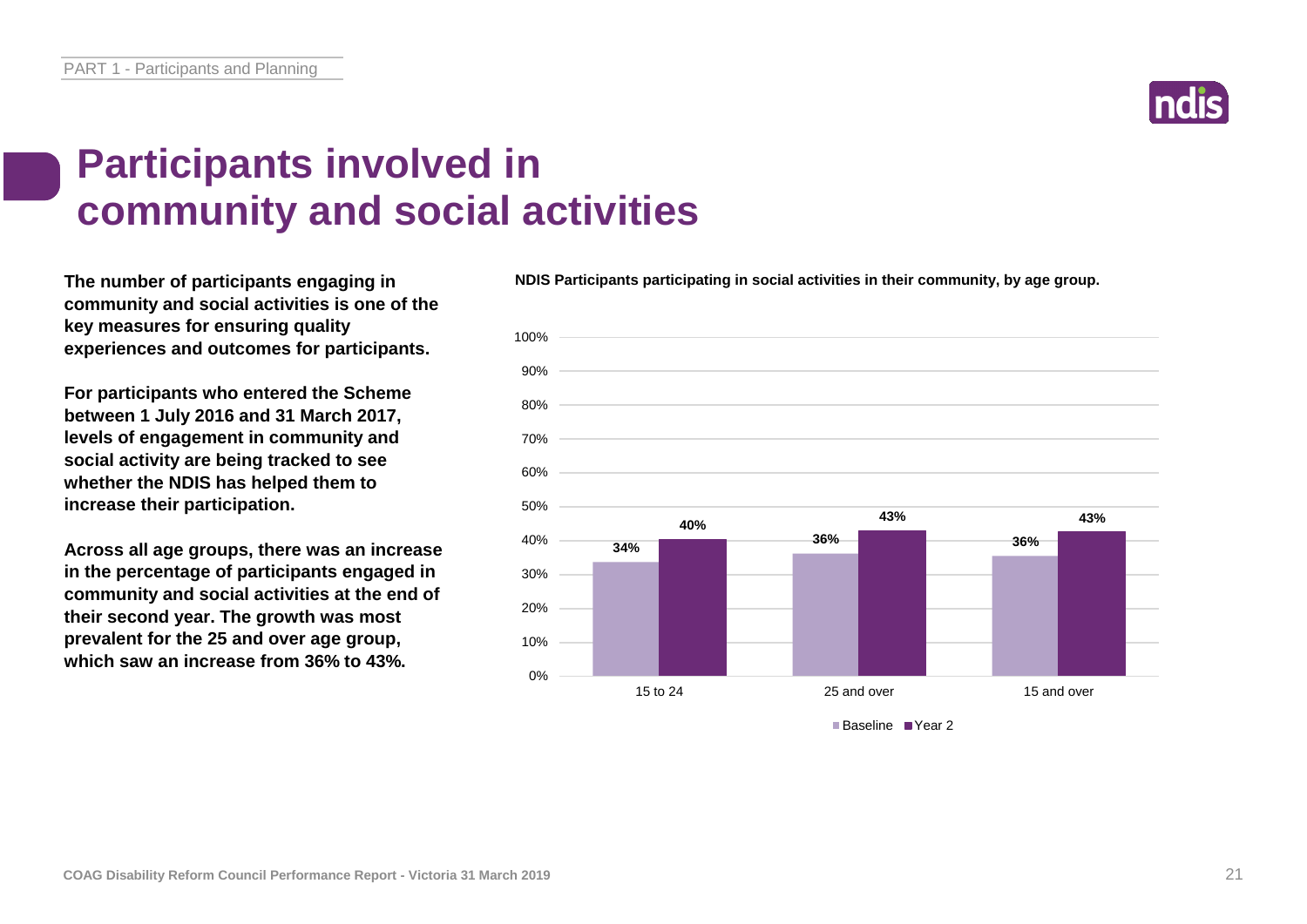# Participants involved in community and social activities

**The number of participants engaging in community and social activities is one of the key measures for ensuring quality experiences and outcomes for participants.**

**For participants who entered the Scheme between 1 July 2016 and 31 March 2017, levels of engagement in community and social activity are being tracked to see whether the NDIS has helped them to increase their participation.**

**Across all age groups, there was an increase in the percentage of participants engaged in community and social activities at the end of their second year. The growth was most prevalent for the 25 and over age group, which saw an increase from 36% to 43%.**

**NDIS Participants participating in social activities in their community, by age group.**

| Age group | Baseline | Year 2 |
| --- | --- | --- |
| 15 to 24 | 34% | 40% |
| 25 and over | 36% | 43% |
| 15 and over | 36% | 43% |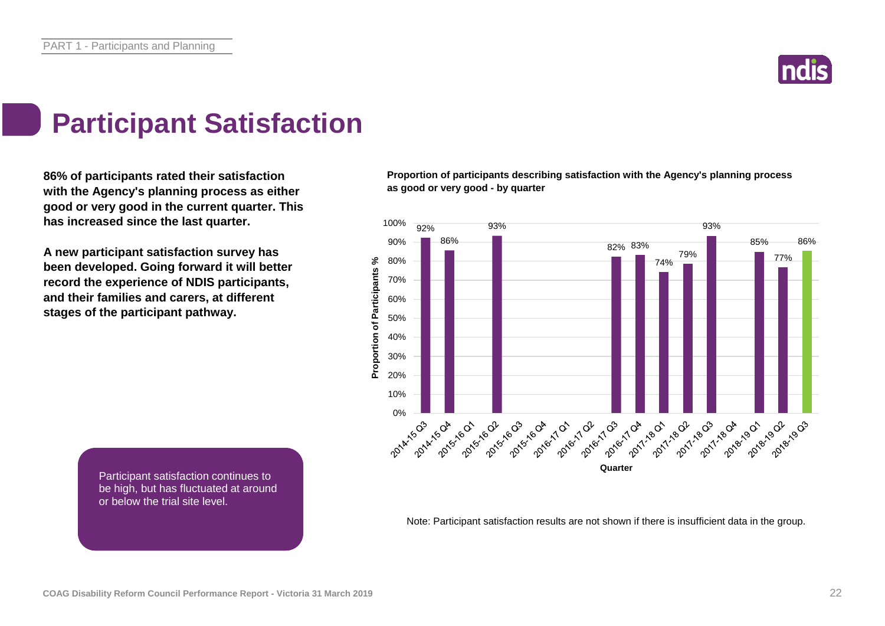# Participant Satisfaction

**86% of participants rated their satisfaction with the Agency's planning process as either good or very good in the current quarter. This has increased since the last quarter.**

**A new participant satisfaction survey has been developed. Going forward it will better record the experience of NDIS participants, and their families and carers, at different stages of the participant pathway.**

Participant satisfaction continues to be high, but has fluctuated at around or below the trial site level.

**Proportion of participants describing satisfaction with the Agency's planning process as good or very good - by quarter**

| Quarter | Proportion of Participants % |
| --- | --- |
| 2014-15 Q3 | 92% |
| 2014-15 Q4 | 86% |
| 2015-16 Q1 | |
| 2015-16 Q2 | 93% |
| 2015-16 Q3 | |
| 2015-16 Q4 | |
| 2016-17 Q1 | |
| 2016-17 Q2 | |
| 2016-17 Q3 | 82% |
| 2016-17 Q4 | 83% |
| 2017-18 Q1 | 74% |
| 2017-18 Q2 | 79% |
| 2017-18 Q3 | 93% |
| 2017-18 Q4 | |
| 2018-19 Q1 | 85% |
| 2018-19 Q2 | 77% |
| 2018-19 Q3 | 86% |

Note: Participant satisfaction results are not shown if there is insufficient data in the group.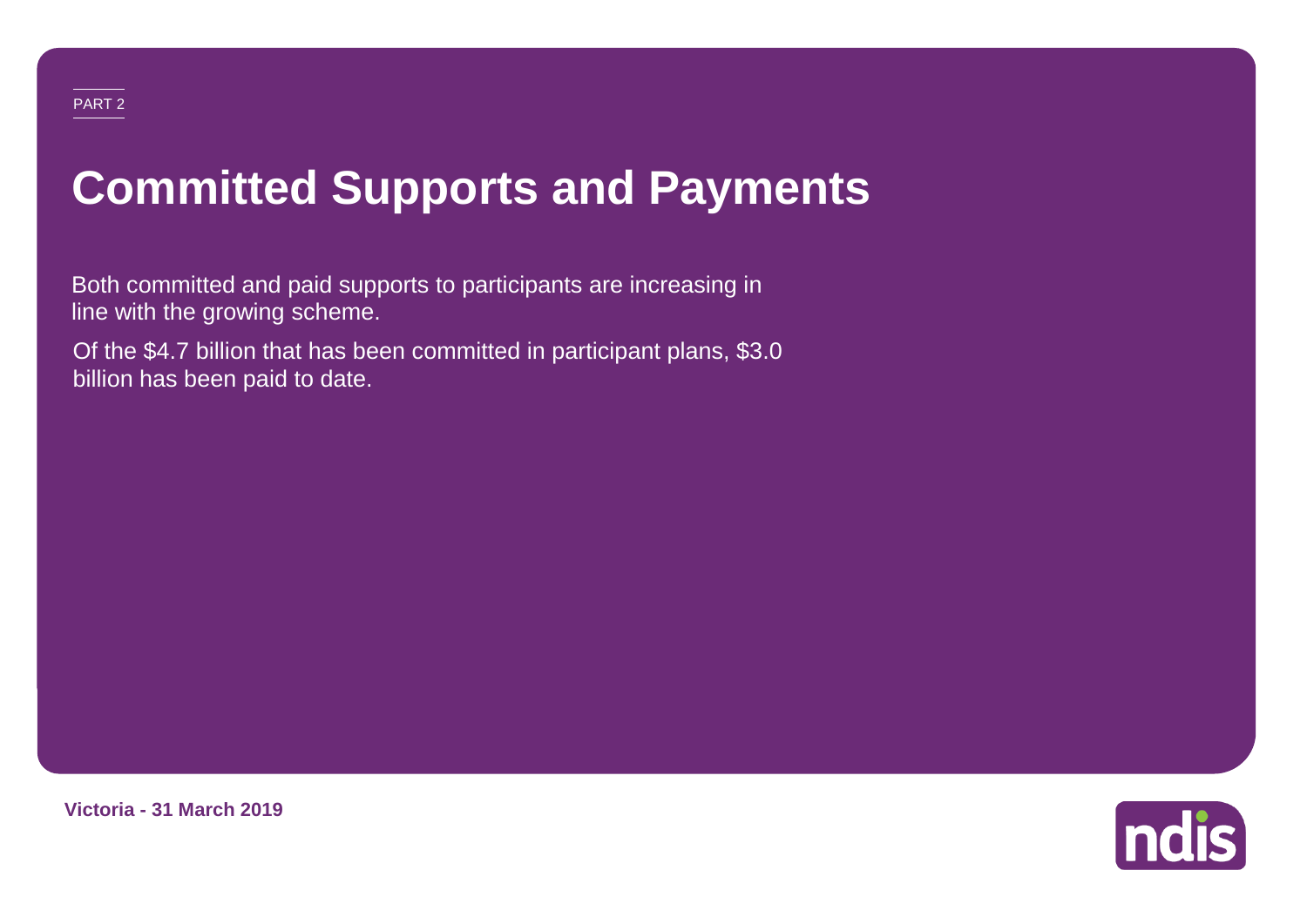PART 2

# Committed Supports and Payments

Both committed and paid supports to participants are increasing in line with the growing scheme.

Of the $4.7 billion that has been committed in participant plans, $3.0 billion has been paid to date.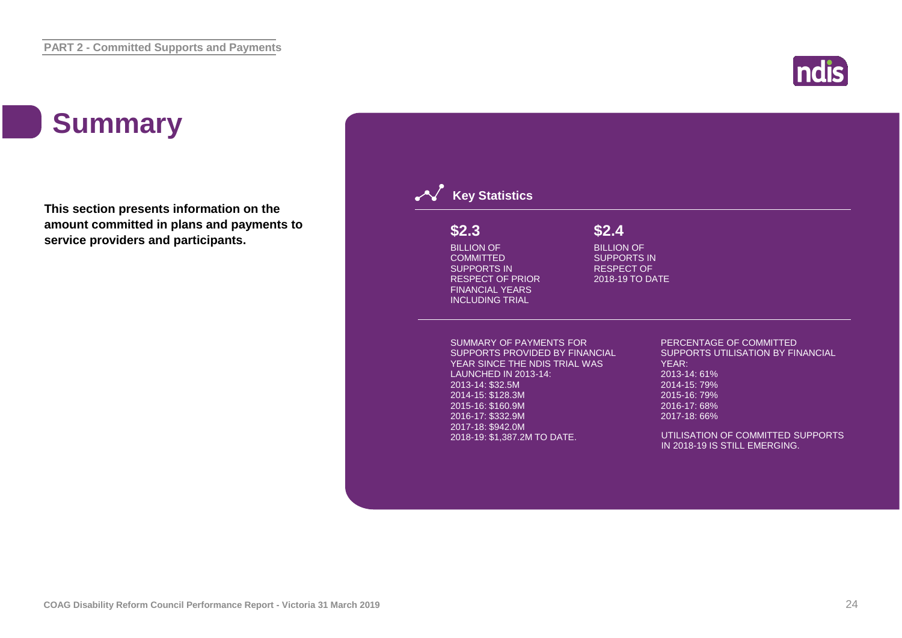# Summary

**This section presents information on the amount committed in plans and payments to service providers and participants.**

## Key Statistics

**$2.3**

BILLION OF COMMITTED SUPPORTS IN RESPECT OF PRIOR FINANCIAL YEARS INCLUDING TRIAL

**$2.4**

BILLION OF SUPPORTS IN RESPECT OF 2018-19 TO DATE

SUMMARY OF PAYMENTS FOR SUPPORTS PROVIDED BY FINANCIAL YEAR SINCE THE NDIS TRIAL WAS LAUNCHED IN 2013-14:

2013-14: $32.5M
2014-15: $128.3M
2015-16: $160.9M
2016-17: $332.9M
2017-18: $942.0M
2018-19: $1,387.2M TO DATE.

PERCENTAGE OF COMMITTED SUPPORTS UTILISATION BY FINANCIAL YEAR:

2013-14: 61%
2014-15: 79%
2015-16: 79%
2016-17: 68%
2017-18: 66%

UTILISATION OF COMMITTED SUPPORTS IN 2018-19 IS STILL EMERGING.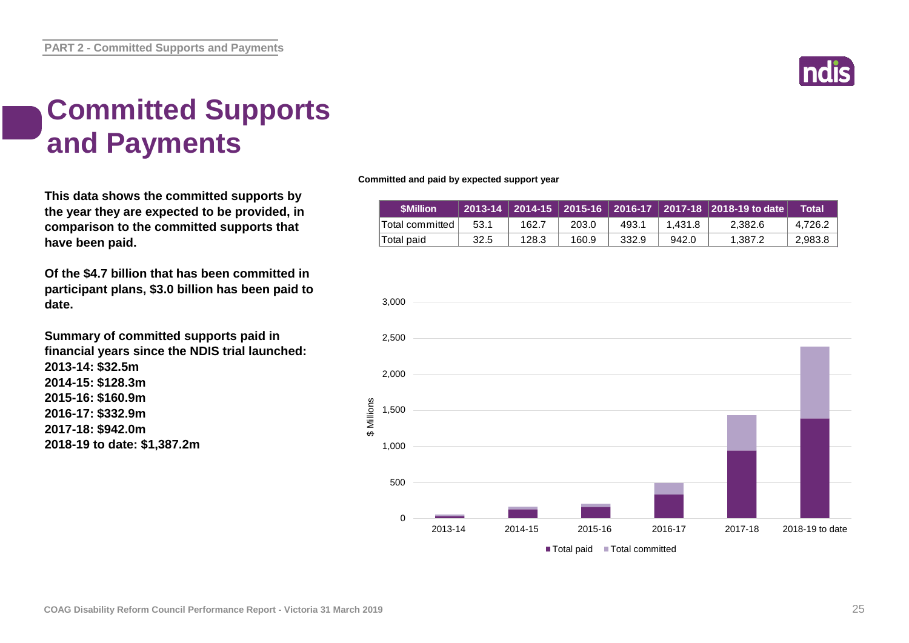# Committed Supports and Payments

**This data shows the committed supports by the year they are expected to be provided, in comparison to the committed supports that have been paid.**

**Of the $4.7 billion that has been committed in participant plans, $3.0 billion has been paid to date.**

**Summary of committed supports paid in financial years since the NDIS trial launched:**
**2013-14: $32.5m**
**2014-15: $128.3m**
**2015-16: $160.9m**
**2016-17: $332.9m**
**2017-18: $942.0m**
**2018-19 to date: $1,387.2m**

**Committed and paid by expected support year**

| $Million | 2013-14 | 2014-15 | 2015-16 | 2016-17 | 2017-18 | 2018-19 to date | Total |
|---|---|---|---|---|---|---|---|
| Total committed | 53.1 | 162.7 | 203.0 | 493.1 | 1,431.8 | 2,382.6 | 4,726.2 |
| Total paid | 32.5 | 128.3 | 160.9 | 332.9 | 942.0 | 1,387.2 | 2,983.8 |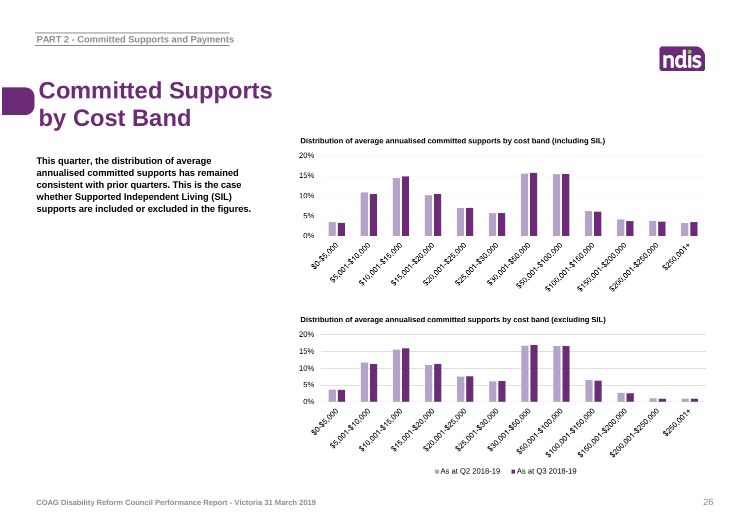# Committed Supports by Cost Band

**This quarter, the distribution of average annualised committed supports has remained consistent with prior quarters. This is the case whether Supported Independent Living (SIL) supports are included or excluded in the figures.**

**Distribution of average annualised committed supports by cost band (including SIL)**

**Distribution of average annualised committed supports by cost band (excluding SIL)**

As at Q2 2018-19 | As at Q3 2018-19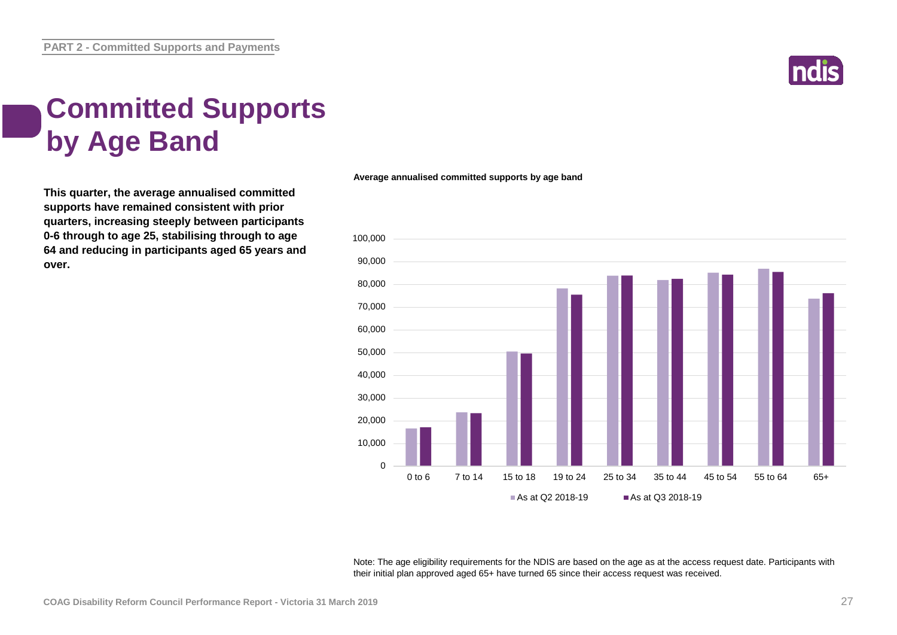# Committed Supports by Age Band

**This quarter, the average annualised committed supports have remained consistent with prior quarters, increasing steeply between participants 0-6 through to age 25, stabilising through to age 64 and reducing in participants aged 65 years and over.**

**Average annualised committed supports by age band**

Legend: As at Q2 2018-19; As at Q3 2018-19

Age bands: 0 to 6, 7 to 14, 15 to 18, 19 to 24, 25 to 34, 35 to 44, 45 to 54, 55 to 64, 65+

Note: The age eligibility requirements for the NDIS are based on the age as at the access request date. Participants with their initial plan approved aged 65+ have turned 65 since their access request was received.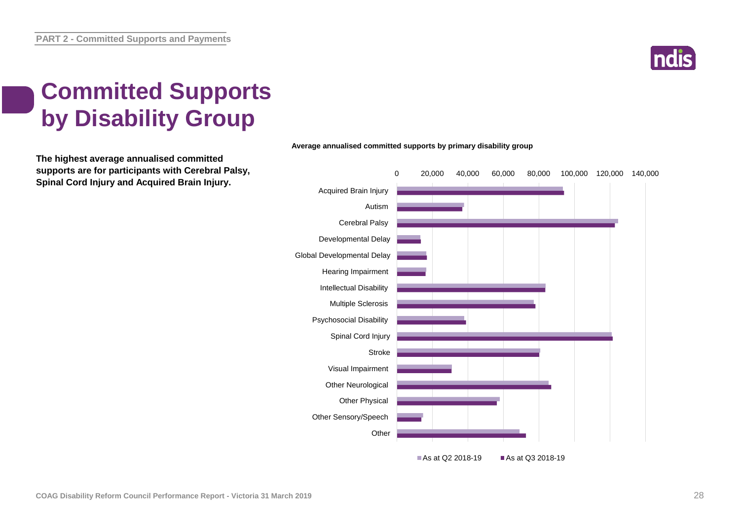# Committed Supports by Disability Group

**The highest average annualised committed supports are for participants with Cerebral Palsy, Spinal Cord Injury and Acquired Brain Injury.**

**Average annualised committed supports by primary disability group**

Acquired Brain Injury
Autism
Cerebral Palsy
Developmental Delay
Global Developmental Delay
Hearing Impairment
Intellectual Disability
Multiple Sclerosis
Psychosocial Disability
Spinal Cord Injury
Stroke
Visual Impairment
Other Neurological
Other Physical
Other Sensory/Speech
Other

0 20,000 40,000 60,000 80,000 100,000 120,000 140,000

As at Q2 2018-19 · As at Q3 2018-19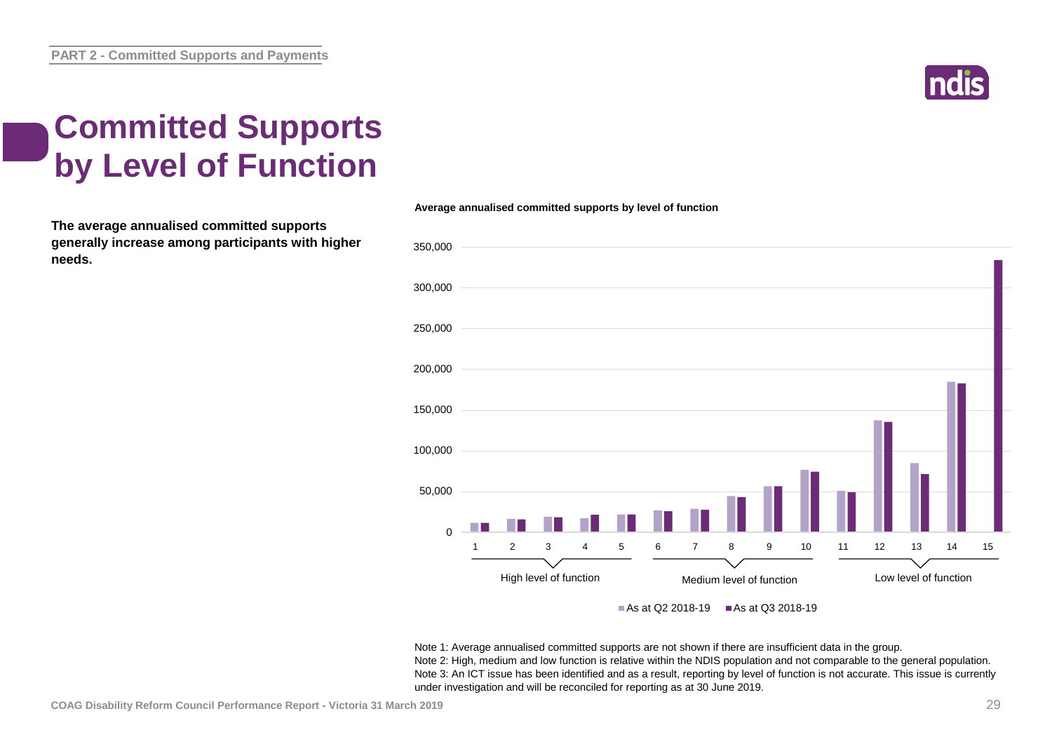# Committed Supports by Level of Function

**The average annualised committed supports generally increase among participants with higher needs.**

**Average annualised committed supports by level of function**

Note 1: Average annualised committed supports are not shown if there are insufficient data in the group.
Note 2: High, medium and low function is relative within the NDIS population and not comparable to the general population.
Note 3: An ICT issue has been identified and as a result, reporting by level of function is not accurate. This issue is currently under investigation and will be reconciled for reporting as at 30 June 2019.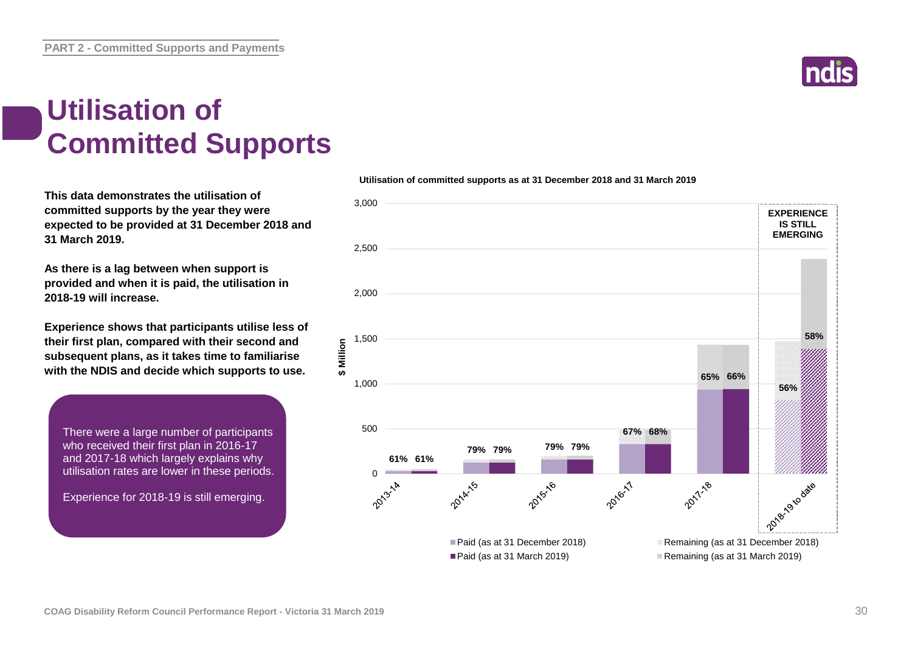# Utilisation of Committed Supports

**This data demonstrates the utilisation of committed supports by the year they were expected to be provided at 31 December 2018 and 31 March 2019.**

**As there is a lag between when support is provided and when it is paid, the utilisation in 2018-19 will increase.**

**Experience shows that participants utilise less of their first plan, compared with their second and subsequent plans, as it takes time to familiarise with the NDIS and decide which supports to use.**

There were a large number of participants who received their first plan in 2016-17 and 2017-18 which largely explains why utilisation rates are lower in these periods.

Experience for 2018-19 is still emerging.

**Utilisation of committed supports as at 31 December 2018 and 31 March 2019**

| Year | Utilisation (as at 31 December 2018) | Utilisation (as at 31 March 2019) |
|---|---|---|
| 2013-14 | 61% | 61% |
| 2014-15 | 79% | 79% |
| 2015-16 | 79% | 79% |
| 2016-17 | 67% | 68% |
| 2017-18 | 65% | 66% |
| 2018-19 to date | 56% | 58% |

EXPERIENCE IS STILL EMERGING (2018-19 to date)

Y-axis: $ Million (0 – 3,000)

Legend: Paid (as at 31 December 2018); Remaining (as at 31 December 2018); Paid (as at 31 March 2019); Remaining (as at 31 March 2019)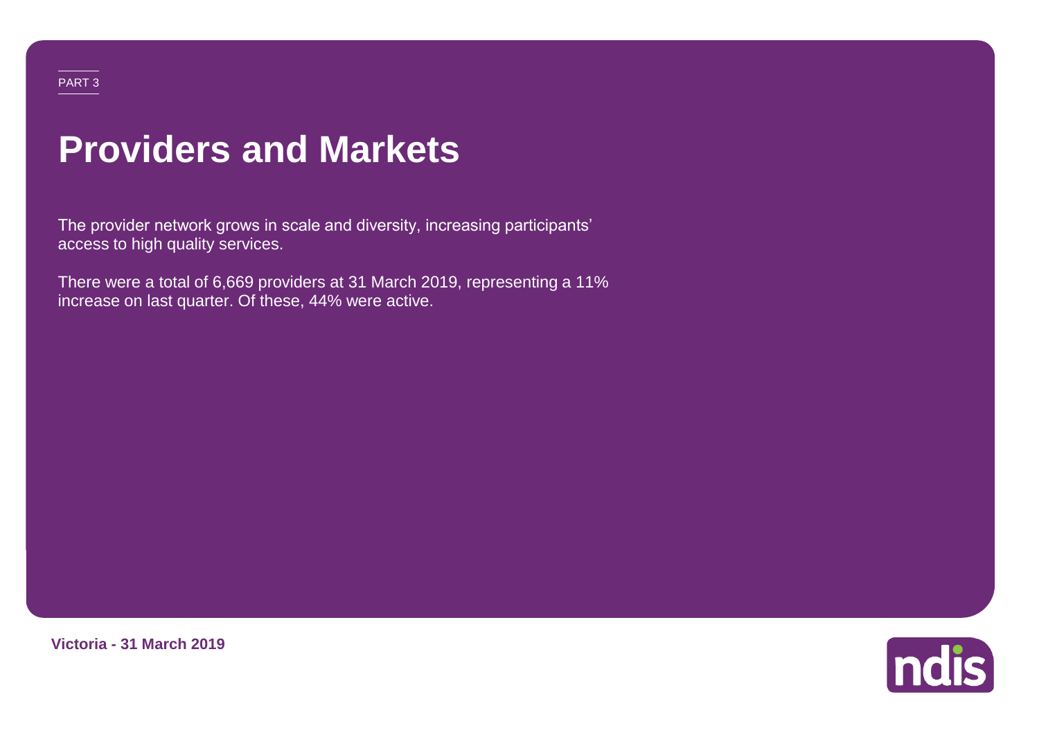PART 3

# Providers and Markets

The provider network grows in scale and diversity, increasing participants' access to high quality services.

There were a total of 6,669 providers at 31 March 2019, representing a 11% increase on last quarter. Of these, 44% were active.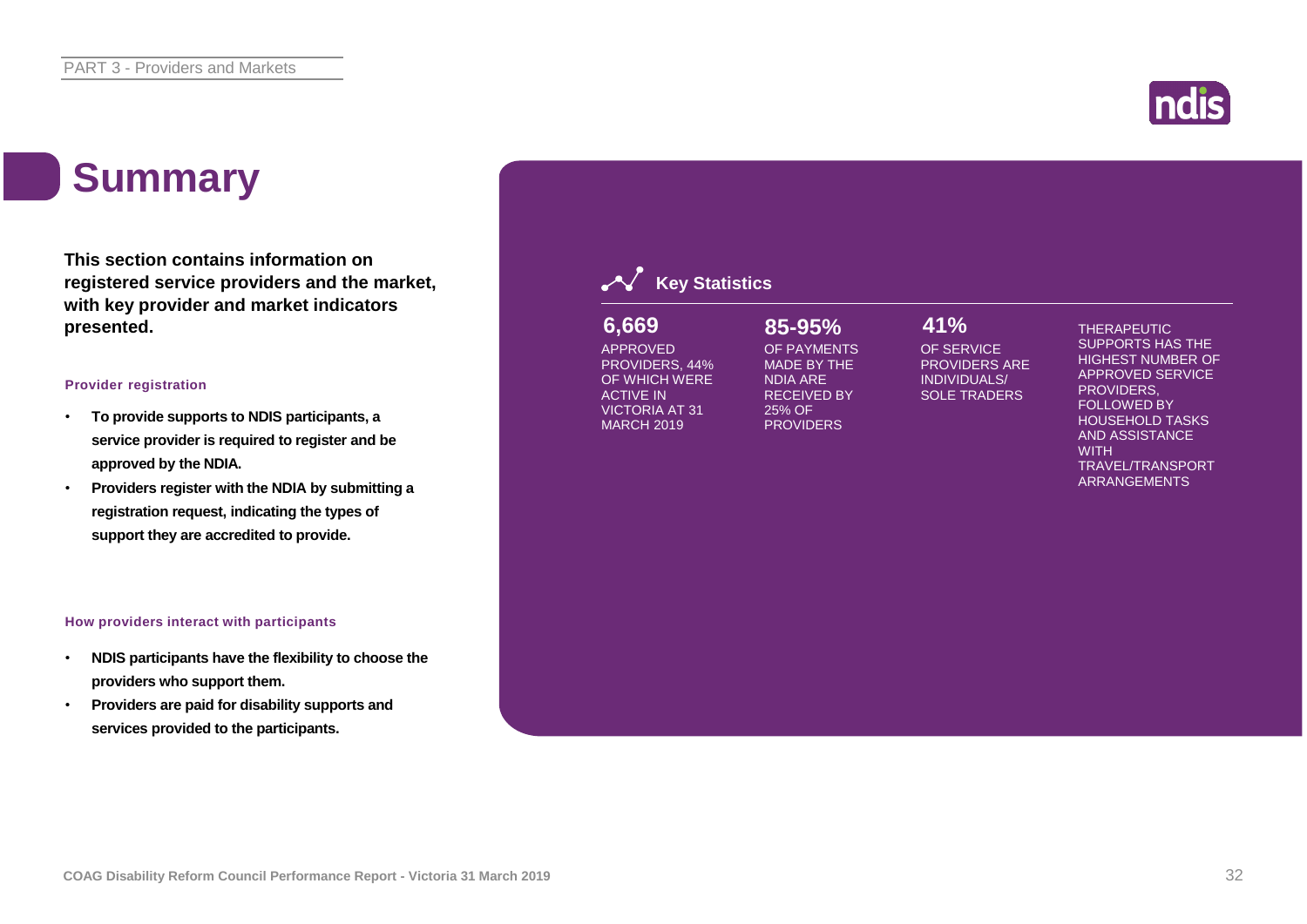# Summary

**This section contains information on registered service providers and the market, with key provider and market indicators presented.**

**Provider registration**

- **To provide supports to NDIS participants, a service provider is required to register and be approved by the NDIA.**
- **Providers register with the NDIA by submitting a registration request, indicating the types of support they are accredited to provide.**

**How providers interact with participants**

- **NDIS participants have the flexibility to choose the providers who support them.**
- **Providers are paid for disability supports and services provided to the participants.**

## Key Statistics

**6,669**
APPROVED PROVIDERS, 44% OF WHICH WERE ACTIVE IN VICTORIA AT 31 MARCH 2019

**85-95%**
OF PAYMENTS MADE BY THE NDIA ARE RECEIVED BY 25% OF PROVIDERS

**41%**
OF SERVICE PROVIDERS ARE INDIVIDUALS/ SOLE TRADERS

THERAPEUTIC SUPPORTS HAS THE HIGHEST NUMBER OF APPROVED SERVICE PROVIDERS, FOLLOWED BY HOUSEHOLD TASKS AND ASSISTANCE WITH TRAVEL/TRANSPORT ARRANGEMENTS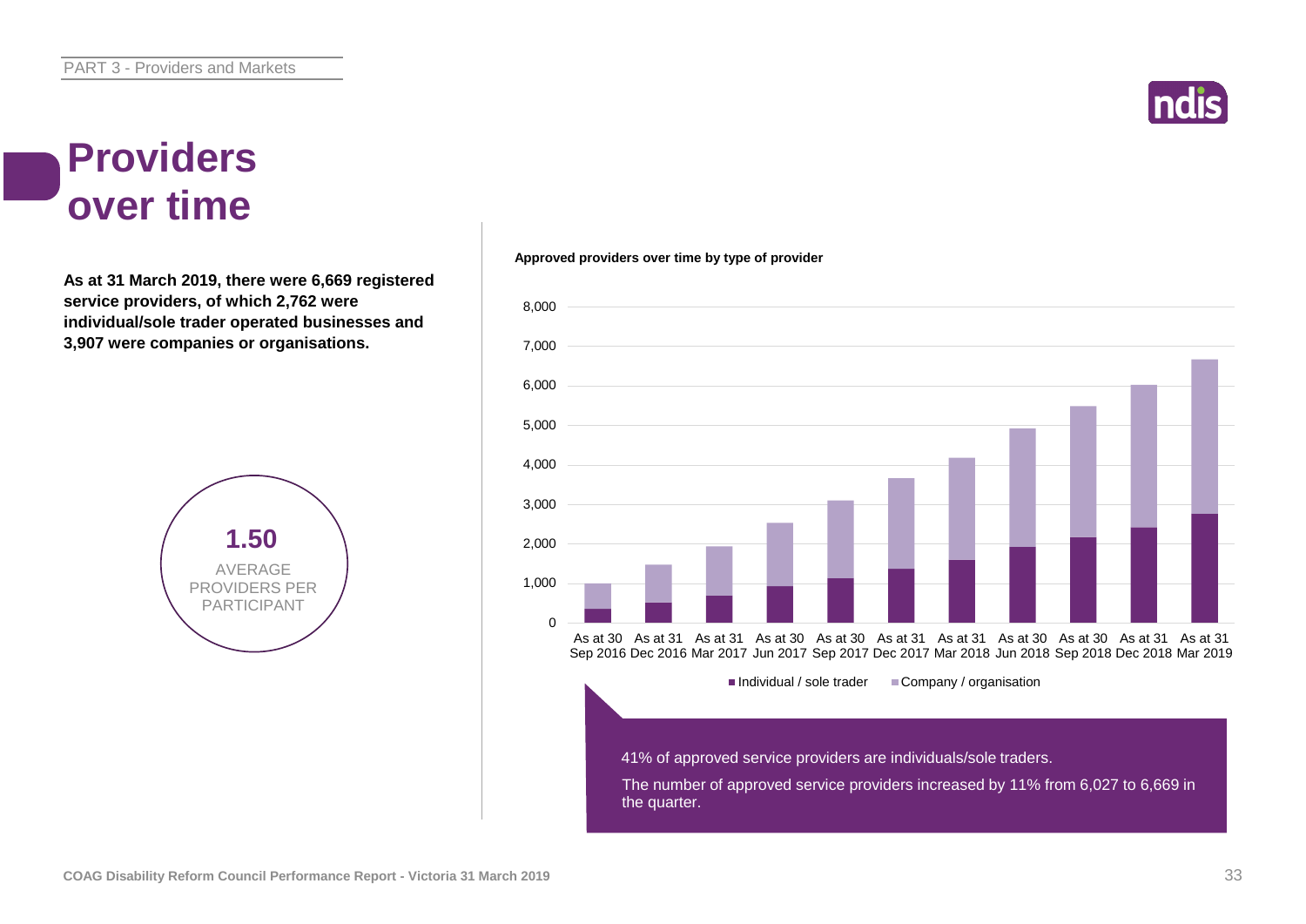# Providers over time

**As at 31 March 2019, there were 6,669 registered service providers, of which 2,762 were individual/sole trader operated businesses and 3,907 were companies or organisations.**

**1.50**
AVERAGE PROVIDERS PER PARTICIPANT

**Approved providers over time by type of provider**

| | Individual / sole trader | Company / organisation |
|---|---|---|
| As at 30 Sep 2016 | | |
| As at 31 Dec 2016 | | |
| As at 31 Mar 2017 | | |
| As at 30 Jun 2017 | | |
| As at 30 Sep 2017 | | |
| As at 31 Dec 2017 | | |
| As at 31 Mar 2018 | | |
| As at 30 Jun 2018 | | |
| As at 30 Sep 2018 | | |
| As at 31 Dec 2018 | | |
| As at 31 Mar 2019 | 2,762 | 3,907 |

41% of approved service providers are individuals/sole traders.

The number of approved service providers increased by 11% from 6,027 to 6,669 in the quarter.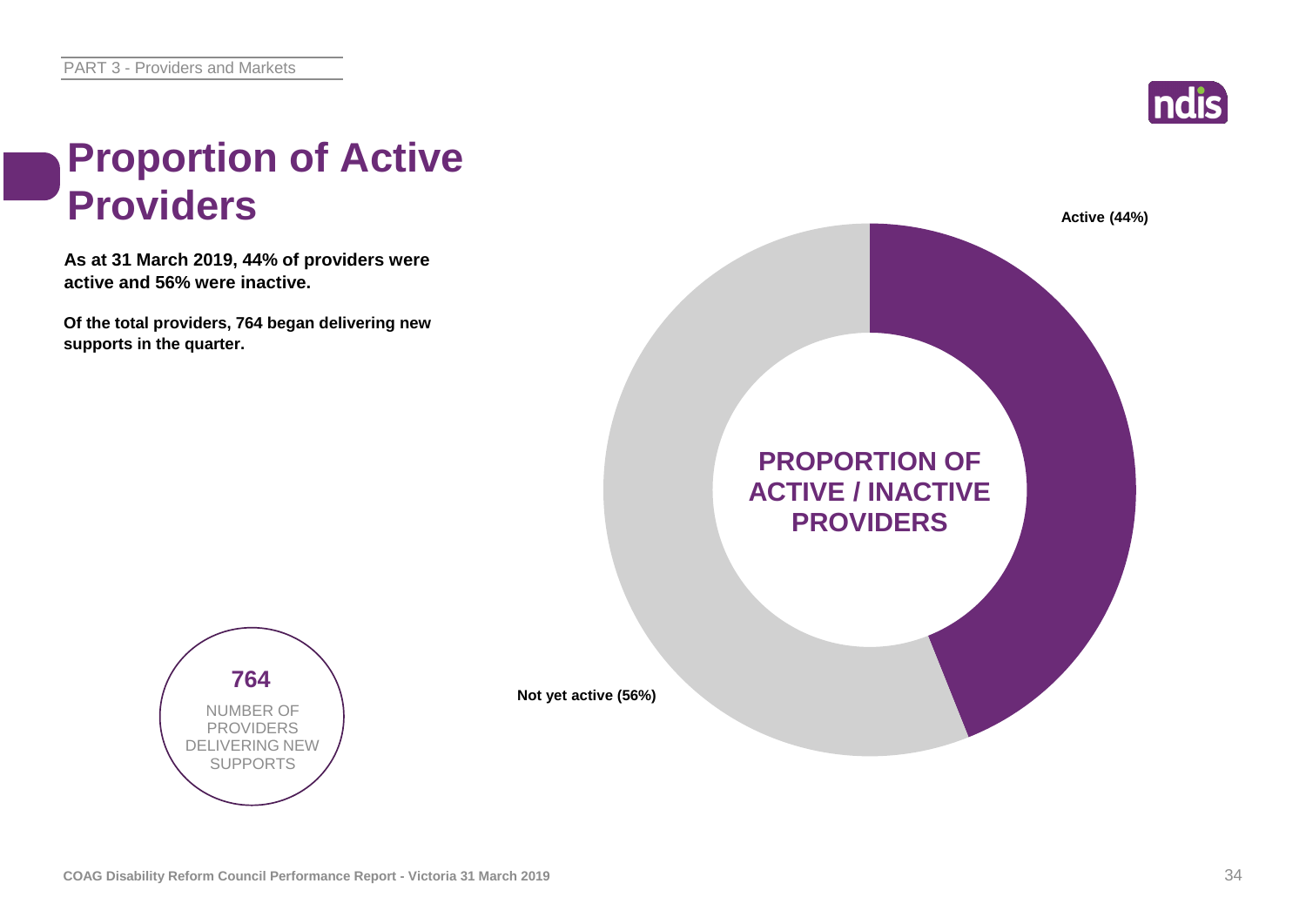# Proportion of Active Providers

**As at 31 March 2019, 44% of providers were active and 56% were inactive.**

**Of the total providers, 764 began delivering new supports in the quarter.**

**764**

NUMBER OF PROVIDERS DELIVERING NEW SUPPORTS

**PROPORTION OF ACTIVE / INACTIVE PROVIDERS**

**Active (44%)**

**Not yet active (56%)**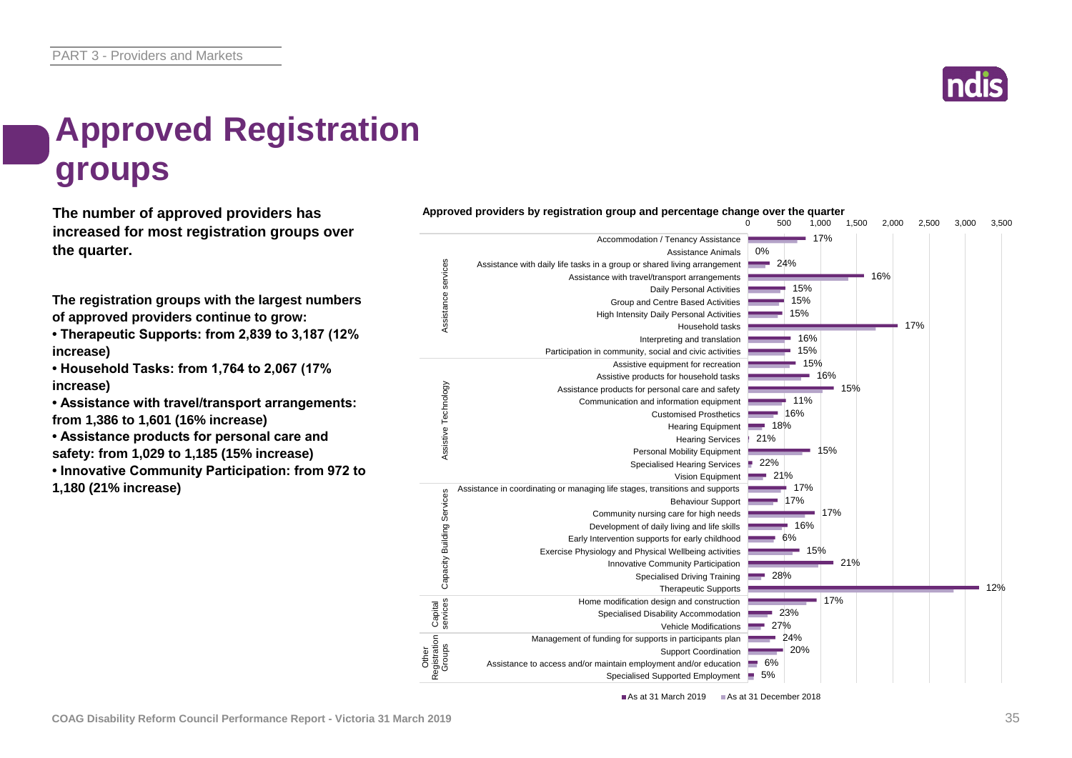# Approved Registration groups

**The number of approved providers has increased for most registration groups over the quarter.**

**The registration groups with the largest numbers of approved providers continue to grow:**

- **Therapeutic Supports: from 2,839 to 3,187 (12% increase)**
- **Household Tasks: from 1,764 to 2,067 (17% increase)**
- **Assistance with travel/transport arrangements: from 1,386 to 1,601 (16% increase)**
- **Assistance products for personal care and safety: from 1,029 to 1,185 (15% increase)**
- **Innovative Community Participation: from 972 to 1,180 (21% increase)**

**Approved providers by registration group and percentage change over the quarter**

| Category | Registration group | % change |
|---|---|---|
| Assistance services | Accommodation / Tenancy Assistance | 17% |
| | Assistance Animals | 0% |
| | Assistance with daily life tasks in a group or shared living arrangement | 24% |
| | Assistance with travel/transport arrangements | 16% |
| | Daily Personal Activities | 15% |
| | Group and Centre Based Activities | 15% |
| | High Intensity Daily Personal Activities | 15% |
| | Household tasks | 17% |
| | Interpreting and translation | 16% |
| | Participation in community, social and civic activities | 15% |
| Assistive Technology | Assistive equipment for recreation | 15% |
| | Assistive products for household tasks | 16% |
| | Assistance products for personal care and safety | 15% |
| | Communication and information equipment | 11% |
| | Customised Prosthetics | 16% |
| | Hearing Equipment | 18% |
| | Hearing Services | 21% |
| | Personal Mobility Equipment | 15% |
| | Specialised Hearing Services | 22% |
| | Vision Equipment | 21% |
| Capacity Building Services | Assistance in coordinating or managing life stages, transitions and supports | 17% |
| | Behaviour Support | 17% |
| | Community nursing care for high needs | 17% |
| | Development of daily living and life skills | 16% |
| | Early Intervention supports for early childhood | 6% |
| | Exercise Physiology and Physical Wellbeing activities | 15% |
| | Innovative Community Participation | 21% |
| | Specialised Driving Training | 28% |
| | Therapeutic Supports | 12% |
| Capital services | Home modification design and construction | 17% |
| | Specialised Disability Accommodation | 23% |
| | Vehicle Modifications | 27% |
| Other Registration Groups | Management of funding for supports in participants plan | 24% |
| | Support Coordination | 20% |
| | Assistance to access and/or maintain employment and/or education | 6% |
| | Specialised Supported Employment | 5% |

■ As at 31 March 2019 ■ As at 31 December 2018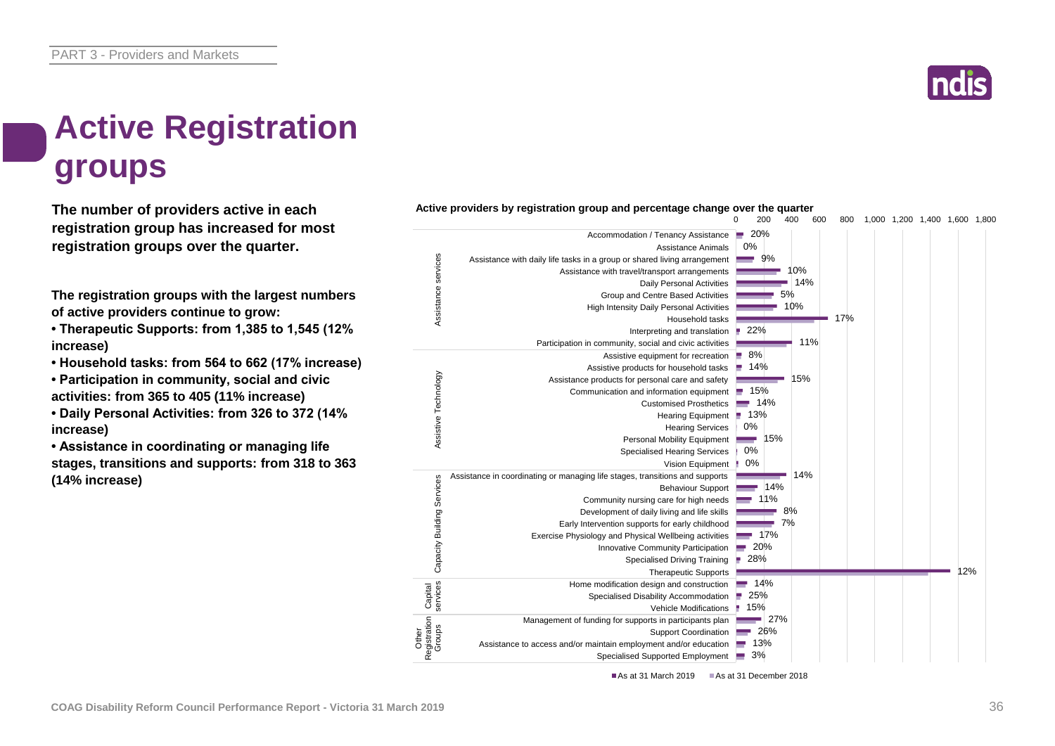# Active Registration groups

**The number of providers active in each registration group has increased for most registration groups over the quarter.**

**The registration groups with the largest numbers of active providers continue to grow:**

- **Therapeutic Supports: from 1,385 to 1,545 (12% increase)**
- **Household tasks: from 564 to 662 (17% increase)**
- **Participation in community, social and civic activities: from 365 to 405 (11% increase)**
- **Daily Personal Activities: from 326 to 372 (14% increase)**
- **Assistance in coordinating or managing life stages, transitions and supports: from 318 to 363 (14% increase)**

**Active providers by registration group and percentage change over the quarter**

| Category | Registration group | % change |
|---|---|---|
| Assistance services | Accommodation / Tenancy Assistance | 20% |
| | Assistance Animals | 0% |
| | Assistance with daily life tasks in a group or shared living arrangement | 9% |
| | Assistance with travel/transport arrangements | 10% |
| | Daily Personal Activities | 14% |
| | Group and Centre Based Activities | 5% |
| | High Intensity Daily Personal Activities | 10% |
| | Household tasks | 17% |
| | Interpreting and translation | 22% |
| | Participation in community, social and civic activities | 11% |
| Assistive Technology | Assistive equipment for recreation | 8% |
| | Assistive products for household tasks | 14% |
| | Assistance products for personal care and safety | 15% |
| | Communication and information equipment | 15% |
| | Customised Prosthetics | 14% |
| | Hearing Equipment | 13% |
| | Hearing Services | 0% |
| | Personal Mobility Equipment | 15% |
| | Specialised Hearing Services | 0% |
| | Vision Equipment | 0% |
| Capacity Building Services | Assistance in coordinating or managing life stages, transitions and supports | 14% |
| | Behaviour Support | 14% |
| | Community nursing care for high needs | 11% |
| | Development of daily living and life skills | 8% |
| | Early Intervention supports for early childhood | 7% |
| | Exercise Physiology and Physical Wellbeing activities | 17% |
| | Innovative Community Participation | 20% |
| | Specialised Driving Training | 28% |
| | Therapeutic Supports | 12% |
| Capital services | Home modification design and construction | 14% |
| | Specialised Disability Accommodation | 25% |
| | Vehicle Modifications | 15% |
| Other Registration Groups | Management of funding for supports in participants plan | 27% |
| | Support Coordination | 26% |
| | Assistance to access and/or maintain employment and/or education | 13% |
| | Specialised Supported Employment | 3% |

■ As at 31 March 2019 ■ As at 31 December 2018

COAG Disability Reform Council Performance Report - Victoria 31 March 2019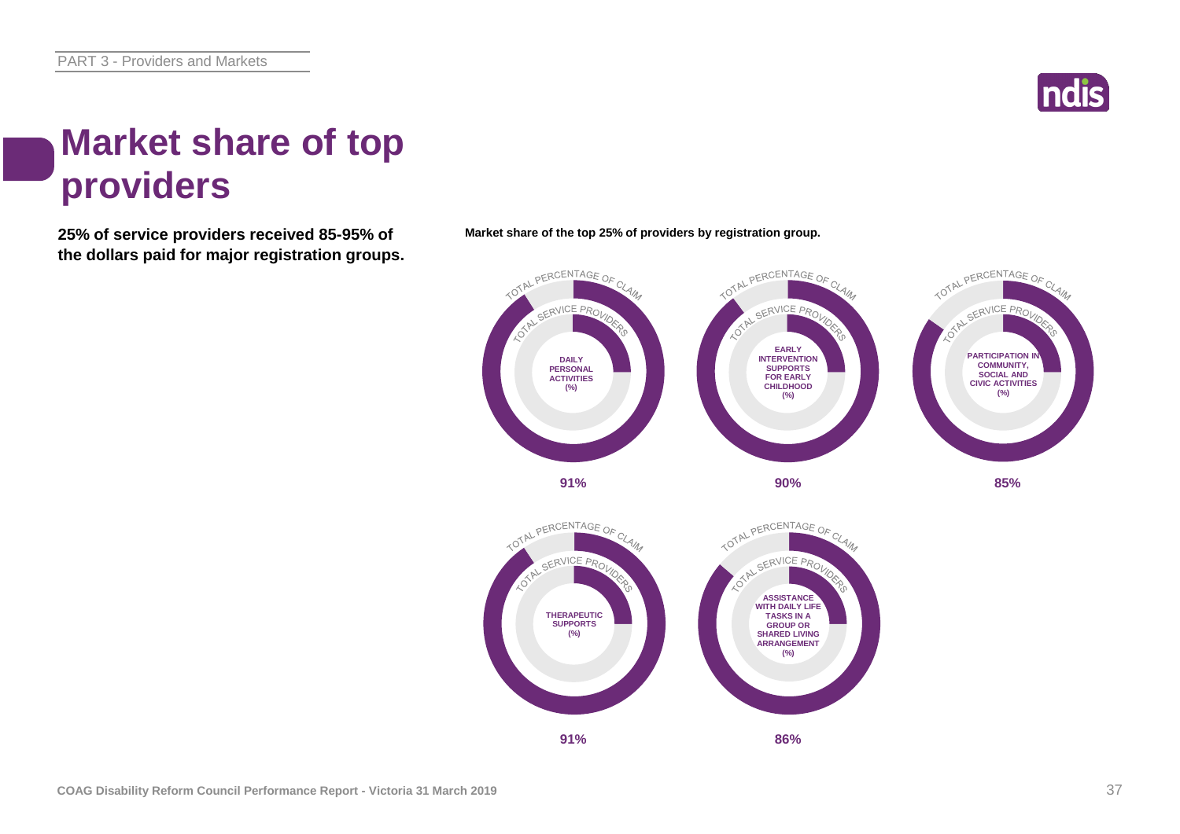# Market share of top providers

**25% of service providers received 85-95% of the dollars paid for major registration groups.**

**Market share of the top 25% of providers by registration group.**

TOTAL PERCENTAGE OF CLAIM
TOTAL SERVICE PROVIDERS

| Registration group | Total percentage of claim |
| --- | --- |
| DAILY PERSONAL ACTIVITIES (%) | 91% |
| EARLY INTERVENTION SUPPORTS FOR EARLY CHILDHOOD (%) | 90% |
| PARTICIPATION IN COMMUNITY, SOCIAL AND CIVIC ACTIVITIES (%) | 85% |
| THERAPEUTIC SUPPORTS (%) | 91% |
| ASSISTANCE WITH DAILY LIFE TASKS IN A GROUP OR SHARED LIVING ARRANGEMENT (%) | 86% |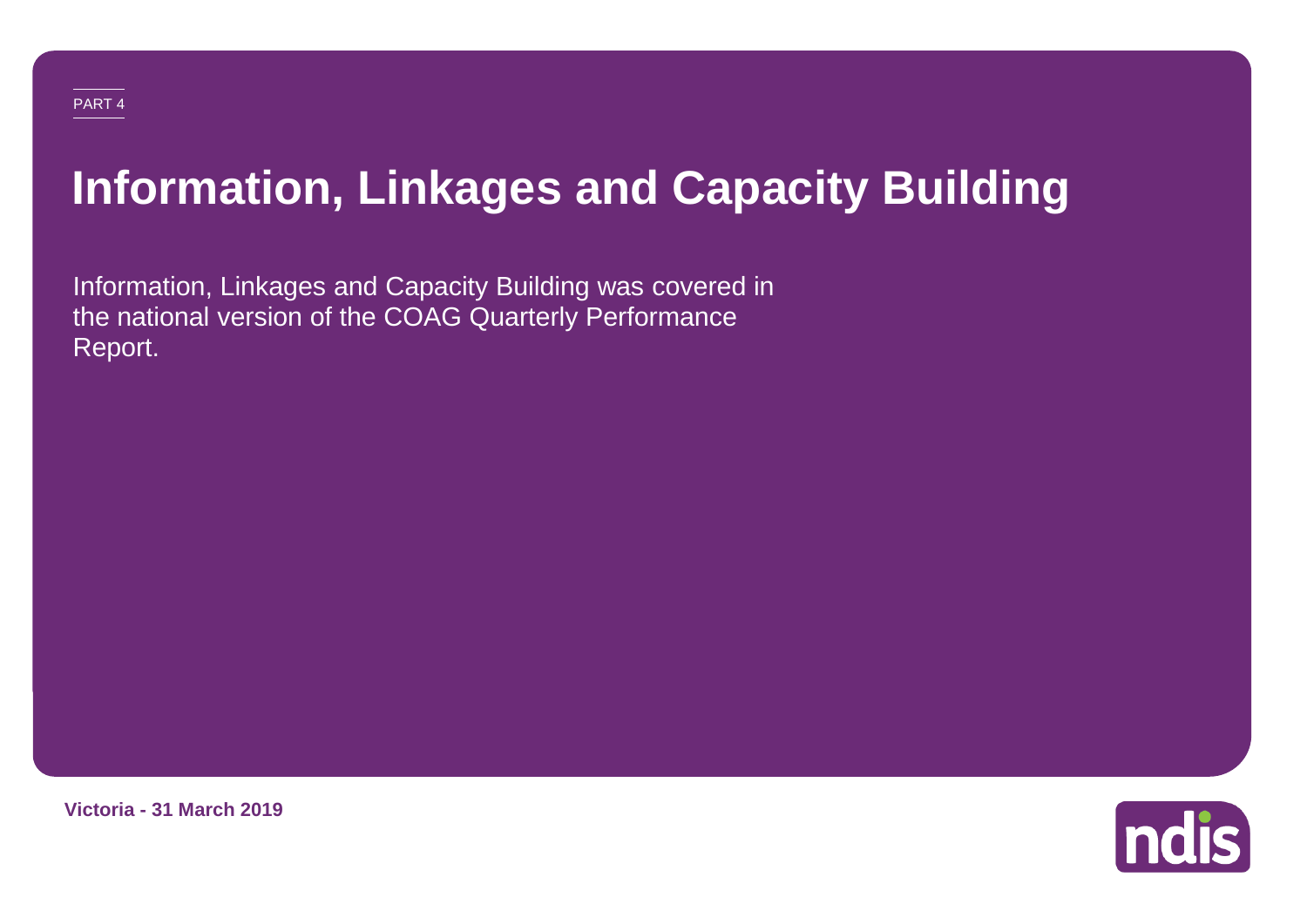PART 4

# Information, Linkages and Capacity Building

Information, Linkages and Capacity Building was covered in the national version of the COAG Quarterly Performance Report.

**Victoria - 31 March 2019**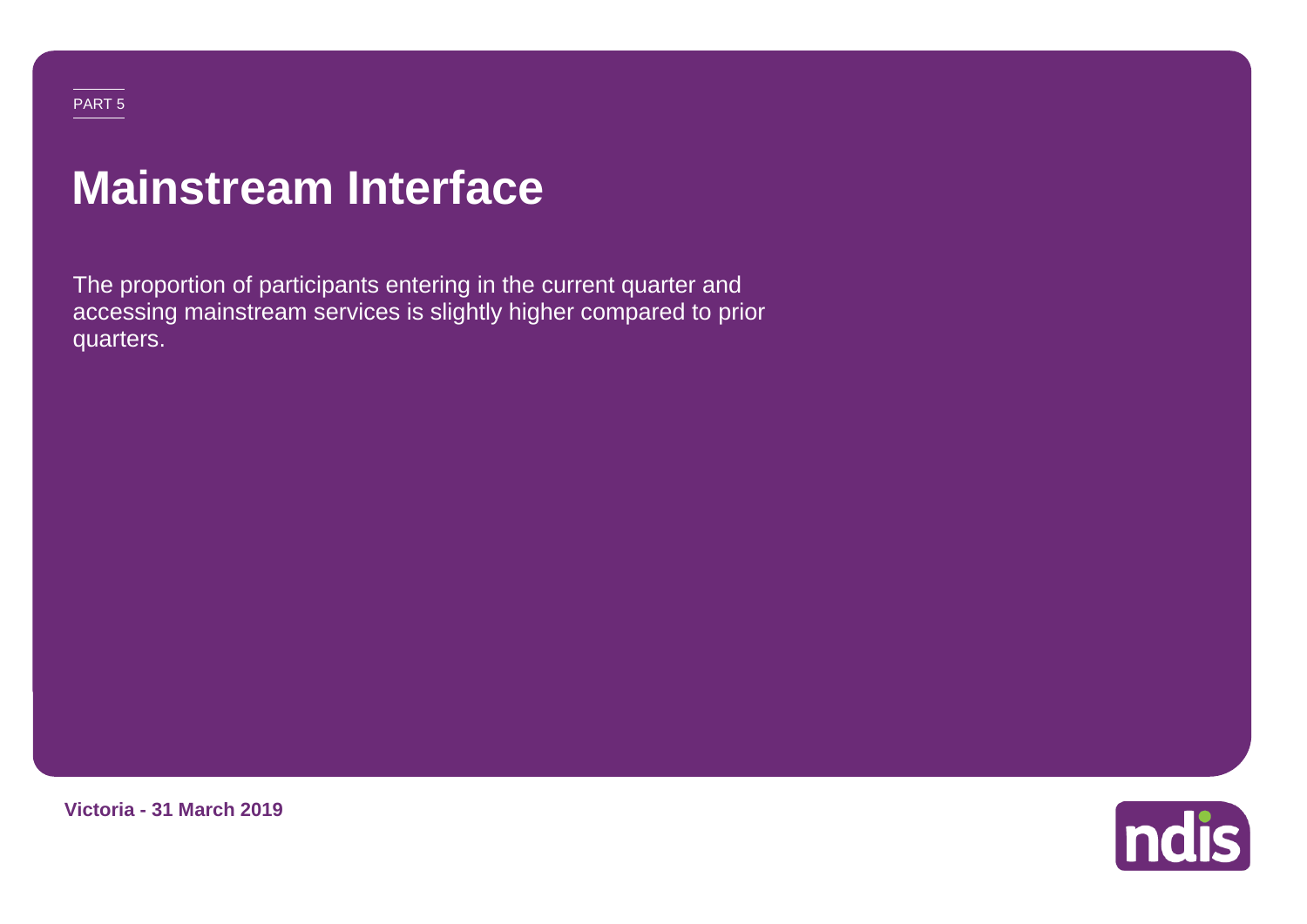PART 5

# Mainstream Interface

The proportion of participants entering in the current quarter and accessing mainstream services is slightly higher compared to prior quarters.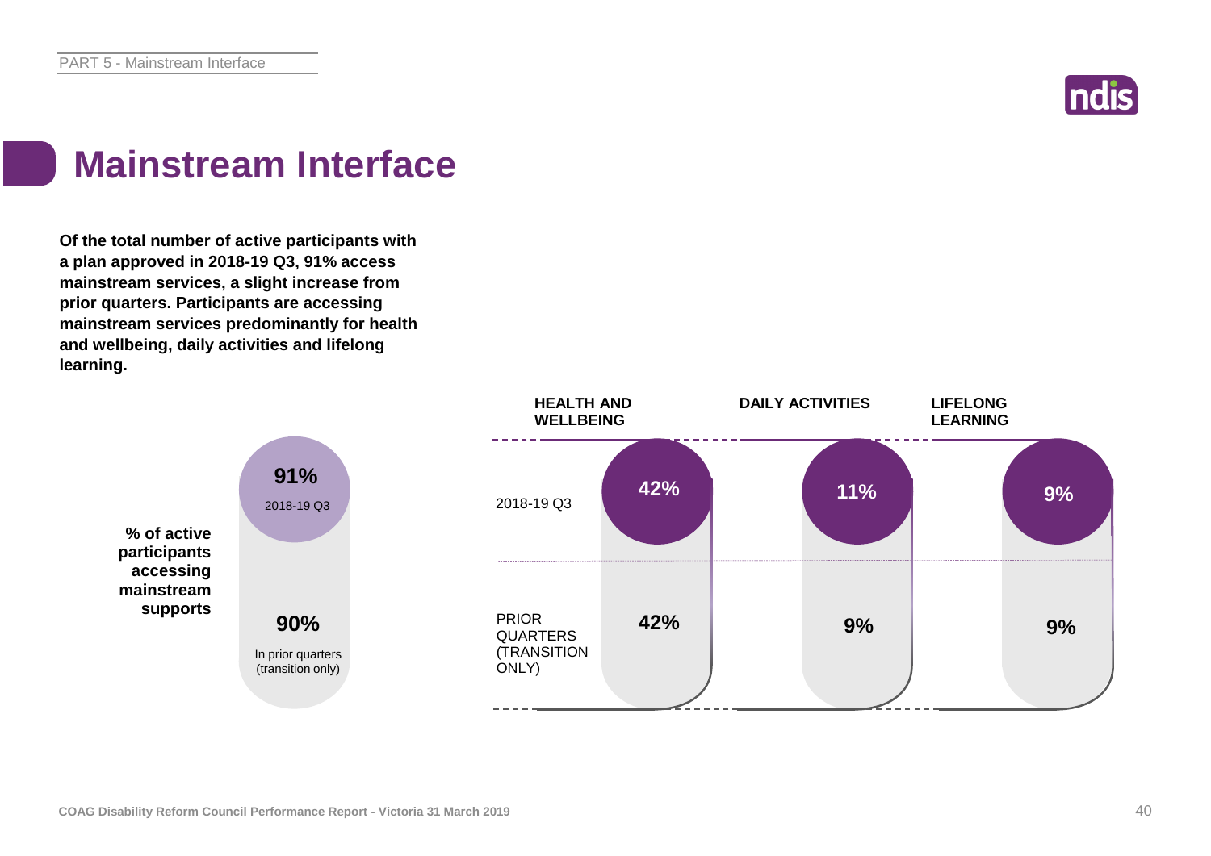# Mainstream Interface

**Of the total number of active participants with a plan approved in 2018-19 Q3, 91% access mainstream services, a slight increase from prior quarters. Participants are accessing mainstream services predominantly for health and wellbeing, daily activities and lifelong learning.**

**% of active participants accessing mainstream supports**

| | |
|---|---|
| 2018-19 Q3 | **91%** |
| In prior quarters (transition only) | **90%** |

| | HEALTH AND WELLBEING | DAILY ACTIVITIES | LIFELONG LEARNING |
|---|---|---|---|
| 2018-19 Q3 | 42% | 11% | 9% |
| PRIOR QUARTERS (TRANSITION ONLY) | 42% | 9% | 9% |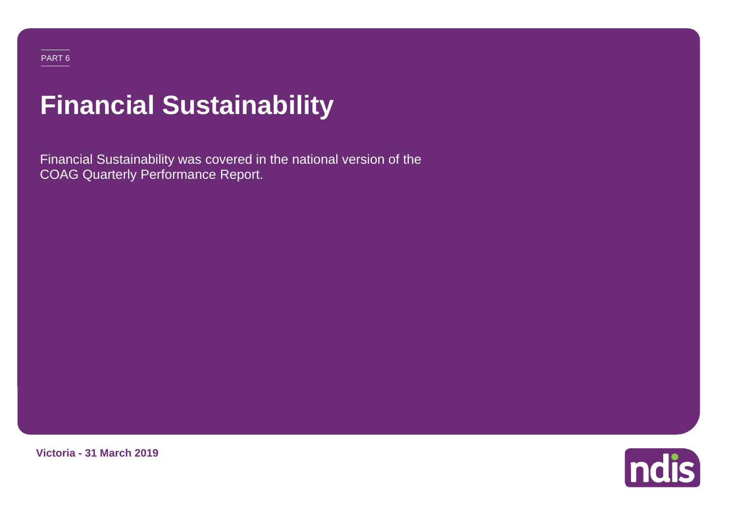PART 6

# Financial Sustainability

Financial Sustainability was covered in the national version of the COAG Quarterly Performance Report.

**Victoria - 31 March 2019**